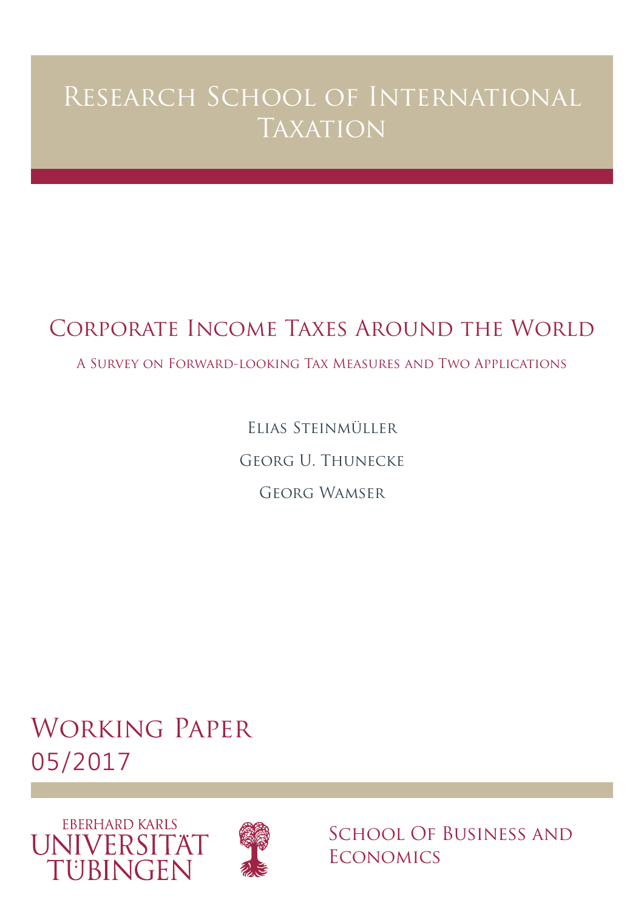# Research School of International Taxation

## Corporate Income Taxes Around the World

### A Survey on Forward-looking Tax Measures and Two Applications

Elias Steinmüller

Georg U. Thunecke

Georg Wamser

## Working Paper

05/2017

Eberhard Karls Universität Tübingen

School Of Business and Economics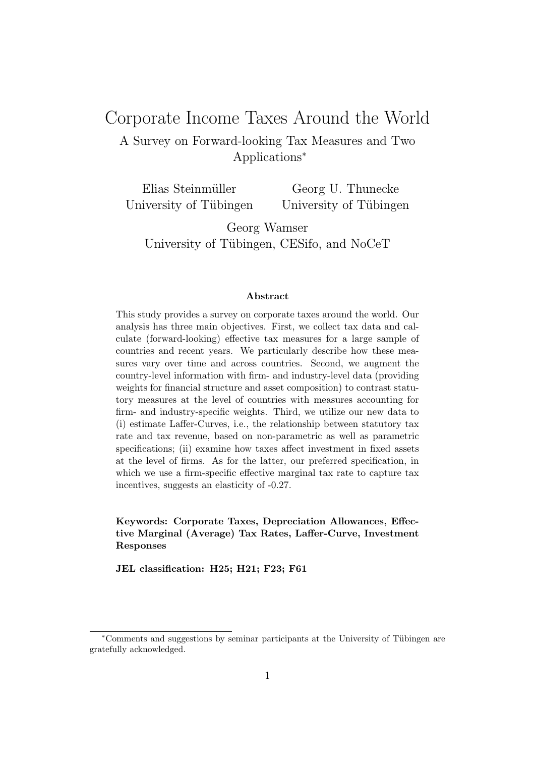# Corporate Income Taxes Around the World

## A Survey on Forward-looking Tax Measures and Two Applications*

Elias Steinmüller
University of Tübingen

Georg U. Thunecke
University of Tübingen

Georg Wamser
University of Tübingen, CESifo, and NoCeT

**Abstract**

This study provides a survey on corporate taxes around the world. Our analysis has three main objectives. First, we collect tax data and calculate (forward-looking) effective tax measures for a large sample of countries and recent years. We particularly describe how these measures vary over time and across countries. Second, we augment the country-level information with firm- and industry-level data (providing weights for financial structure and asset composition) to contrast statutory measures at the level of countries with measures accounting for firm- and industry-specific weights. Third, we utilize our new data to (i) estimate Laffer-Curves, i.e., the relationship between statutory tax rate and tax revenue, based on non-parametric as well as parametric specifications; (ii) examine how taxes affect investment in fixed assets at the level of firms. As for the latter, our preferred specification, in which we use a firm-specific effective marginal tax rate to capture tax incentives, suggests an elasticity of -0.27.

**Keywords: Corporate Taxes, Depreciation Allowances, Effective Marginal (Average) Tax Rates, Laffer-Curve, Investment Responses**

**JEL classification: H25; H21; F23; F61**

*Comments and suggestions by seminar participants at the University of Tübingen are gratefully acknowledged.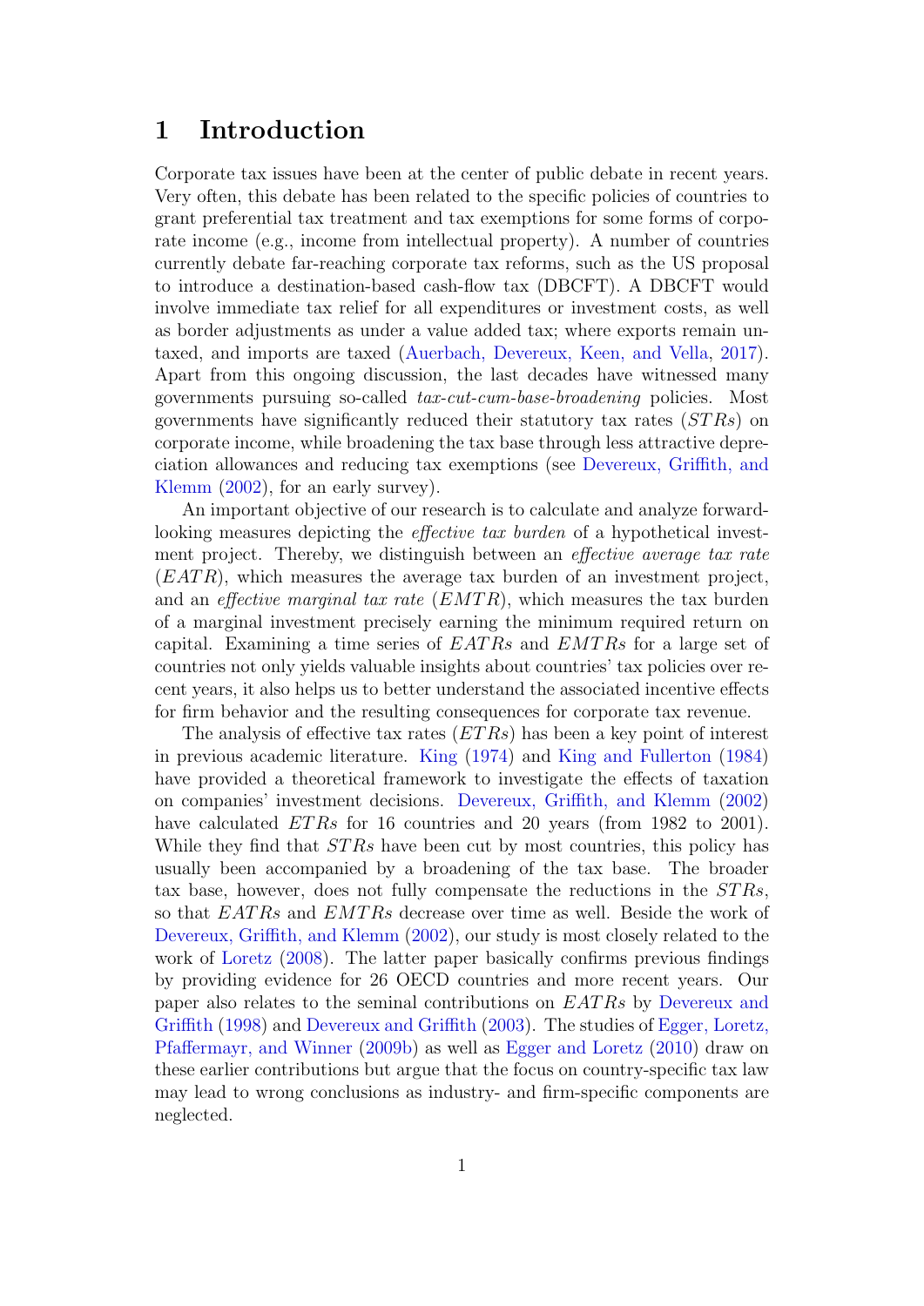# 1 Introduction

Corporate tax issues have been at the center of public debate in recent years. Very often, this debate has been related to the specific policies of countries to grant preferential tax treatment and tax exemptions for some forms of corporate income (e.g., income from intellectual property). A number of countries currently debate far-reaching corporate tax reforms, such as the US proposal to introduce a destination-based cash-flow tax (DBCFT). A DBCFT would involve immediate tax relief for all expenditures or investment costs, as well as border adjustments as under a value added tax; where exports remain untaxed, and imports are taxed (Auerbach, Devereux, Keen, and Vella, 2017). Apart from this ongoing discussion, the last decades have witnessed many governments pursuing so-called *tax-cut-cum-base-broadening* policies. Most governments have significantly reduced their statutory tax rates ($STRs$) on corporate income, while broadening the tax base through less attractive depreciation allowances and reducing tax exemptions (see Devereux, Griffith, and Klemm (2002), for an early survey).

An important objective of our research is to calculate and analyze forward-looking measures depicting the *effective tax burden* of a hypothetical investment project. Thereby, we distinguish between an *effective average tax rate* ($EATR$), which measures the average tax burden of an investment project, and an *effective marginal tax rate* ($EMTR$), which measures the tax burden of a marginal investment precisely earning the minimum required return on capital. Examining a time series of $EATRs$ and $EMTRs$ for a large set of countries not only yields valuable insights about countries' tax policies over recent years, it also helps us to better understand the associated incentive effects for firm behavior and the resulting consequences for corporate tax revenue.

The analysis of effective tax rates ($ETRs$) has been a key point of interest in previous academic literature. King (1974) and King and Fullerton (1984) have provided a theoretical framework to investigate the effects of taxation on companies' investment decisions. Devereux, Griffith, and Klemm (2002) have calculated $ETRs$ for 16 countries and 20 years (from 1982 to 2001). While they find that $STRs$ have been cut by most countries, this policy has usually been accompanied by a broadening of the tax base. The broader tax base, however, does not fully compensate the reductions in the $STRs$, so that $EATRs$ and $EMTRs$ decrease over time as well. Beside the work of Devereux, Griffith, and Klemm (2002), our study is most closely related to the work of Loretz (2008). The latter paper basically confirms previous findings by providing evidence for 26 OECD countries and more recent years. Our paper also relates to the seminal contributions on $EATRs$ by Devereux and Griffith (1998) and Devereux and Griffith (2003). The studies of Egger, Loretz, Pfaffermayr, and Winner (2009b) as well as Egger and Loretz (2010) draw on these earlier contributions but argue that the focus on country-specific tax law may lead to wrong conclusions as industry- and firm-specific components are neglected.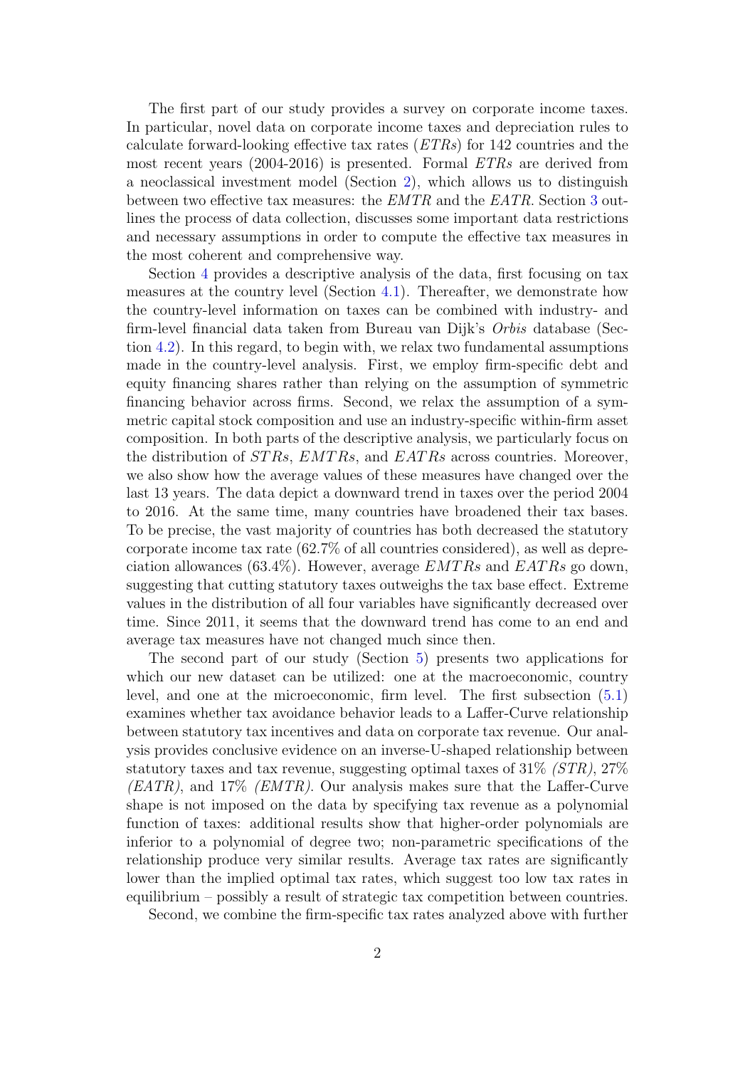The first part of our study provides a survey on corporate income taxes. In particular, novel data on corporate income taxes and depreciation rules to calculate forward-looking effective tax rates (*ETRs*) for 142 countries and the most recent years (2004-2016) is presented. Formal *ETRs* are derived from a neoclassical investment model (Section 2), which allows us to distinguish between two effective tax measures: the *EMTR* and the *EATR*. Section 3 outlines the process of data collection, discusses some important data restrictions and necessary assumptions in order to compute the effective tax measures in the most coherent and comprehensive way.

Section 4 provides a descriptive analysis of the data, first focusing on tax measures at the country level (Section 4.1). Thereafter, we demonstrate how the country-level information on taxes can be combined with industry- and firm-level financial data taken from Bureau van Dijk's *Orbis* database (Section 4.2). In this regard, to begin with, we relax two fundamental assumptions made in the country-level analysis. First, we employ firm-specific debt and equity financing shares rather than relying on the assumption of symmetric financing behavior across firms. Second, we relax the assumption of a symmetric capital stock composition and use an industry-specific within-firm asset composition. In both parts of the descriptive analysis, we particularly focus on the distribution of *STRs*, *EMTRs*, and *EATRs* across countries. Moreover, we also show how the average values of these measures have changed over the last 13 years. The data depict a downward trend in taxes over the period 2004 to 2016. At the same time, many countries have broadened their tax bases. To be precise, the vast majority of countries has both decreased the statutory corporate income tax rate (62.7% of all countries considered), as well as depreciation allowances (63.4%). However, average *EMTRs* and *EATRs* go down, suggesting that cutting statutory taxes outweighs the tax base effect. Extreme values in the distribution of all four variables have significantly decreased over time. Since 2011, it seems that the downward trend has come to an end and average tax measures have not changed much since then.

The second part of our study (Section 5) presents two applications for which our new dataset can be utilized: one at the macroeconomic, country level, and one at the microeconomic, firm level. The first subsection (5.1) examines whether tax avoidance behavior leads to a Laffer-Curve relationship between statutory tax incentives and data on corporate tax revenue. Our analysis provides conclusive evidence on an inverse-U-shaped relationship between statutory taxes and tax revenue, suggesting optimal taxes of 31% *(STR)*, 27% *(EATR)*, and 17% *(EMTR)*. Our analysis makes sure that the Laffer-Curve shape is not imposed on the data by specifying tax revenue as a polynomial function of taxes: additional results show that higher-order polynomials are inferior to a polynomial of degree two; non-parametric specifications of the relationship produce very similar results. Average tax rates are significantly lower than the implied optimal tax rates, which suggest too low tax rates in equilibrium – possibly a result of strategic tax competition between countries.

Second, we combine the firm-specific tax rates analyzed above with further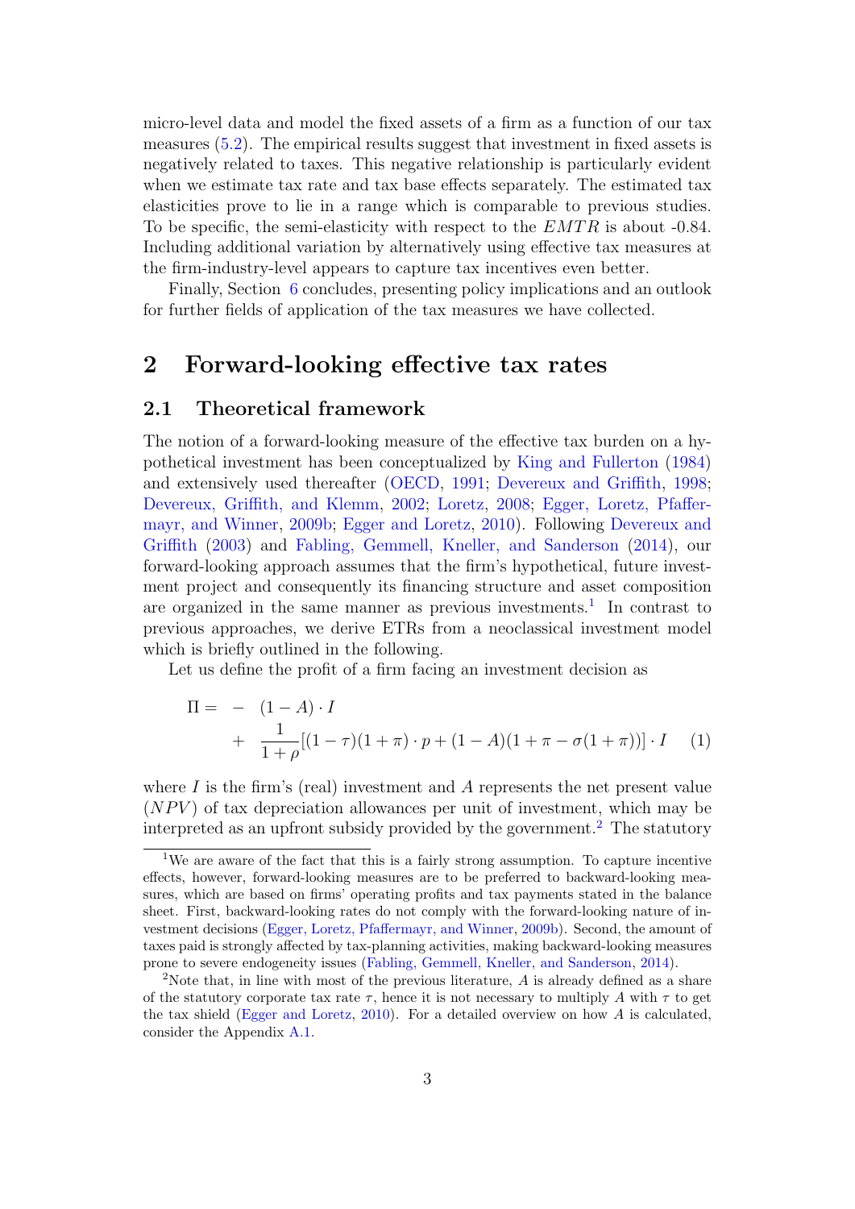micro-level data and model the fixed assets of a firm as a function of our tax measures (5.2). The empirical results suggest that investment in fixed assets is negatively related to taxes. This negative relationship is particularly evident when we estimate tax rate and tax base effects separately. The estimated tax elasticities prove to lie in a range which is comparable to previous studies. To be specific, the semi-elasticity with respect to the $EMTR$ is about -0.84. Including additional variation by alternatively using effective tax measures at the firm-industry-level appears to capture tax incentives even better.

Finally, Section 6 concludes, presenting policy implications and an outlook for further fields of application of the tax measures we have collected.

# 2 Forward-looking effective tax rates

## 2.1 Theoretical framework

The notion of a forward-looking measure of the effective tax burden on a hypothetical investment has been conceptualized by King and Fullerton (1984) and extensively used thereafter (OECD, 1991; Devereux and Griffith, 1998; Devereux, Griffith, and Klemm, 2002; Loretz, 2008; Egger, Loretz, Pfaffermayr, and Winner, 2009b; Egger and Loretz, 2010). Following Devereux and Griffith (2003) and Fabling, Gemmell, Kneller, and Sanderson (2014), our forward-looking approach assumes that the firm's hypothetical, future investment project and consequently its financing structure and asset composition are organized in the same manner as previous investments.[1] In contrast to previous approaches, we derive ETRs from a neoclassical investment model which is briefly outlined in the following.

Let us define the profit of a firm facing an investment decision as

$$
\begin{aligned}
\Pi = \; & - \; (1-A)\cdot I \\
& + \; \frac{1}{1+\rho}[(1-\tau)(1+\pi)\cdot p + (1-A)(1+\pi-\sigma(1+\pi))]\cdot I \qquad (1)
\end{aligned}
$$

where $I$ is the firm's (real) investment and $A$ represents the net present value ($NPV$) of tax depreciation allowances per unit of investment, which may be interpreted as an upfront subsidy provided by the government.[2] The statutory

[1] We are aware of the fact that this is a fairly strong assumption. To capture incentive effects, however, forward-looking measures are to be preferred to backward-looking measures, which are based on firms' operating profits and tax payments stated in the balance sheet. First, backward-looking rates do not comply with the forward-looking nature of investment decisions (Egger, Loretz, Pfaffermayr, and Winner, 2009b). Second, the amount of taxes paid is strongly affected by tax-planning activities, making backward-looking measures prone to severe endogeneity issues (Fabling, Gemmell, Kneller, and Sanderson, 2014).

[2] Note that, in line with most of the previous literature, $A$ is already defined as a share of the statutory corporate tax rate $\tau$, hence it is not necessary to multiply $A$ with $\tau$ to get the tax shield (Egger and Loretz, 2010). For a detailed overview on how $A$ is calculated, consider the Appendix A.1.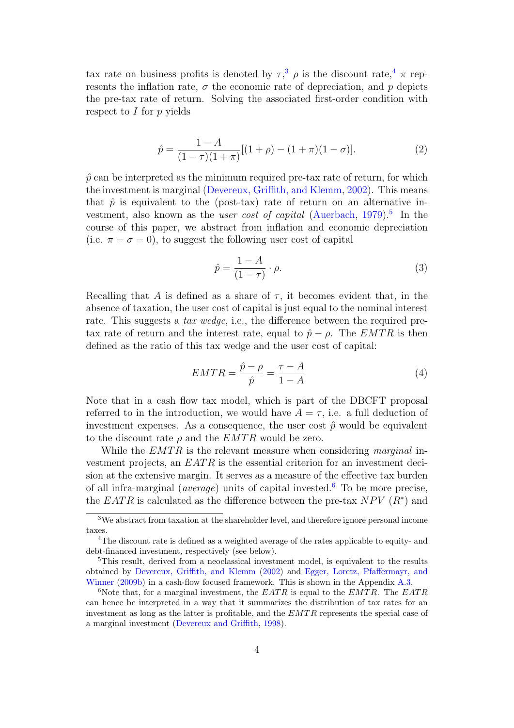tax rate on business profits is denoted by $\tau$,[3] $\rho$ is the discount rate,[4] $\pi$ represents the inflation rate, $\sigma$ the economic rate of depreciation, and $p$ depicts the pre-tax rate of return. Solving the associated first-order condition with respect to $I$ for $p$ yields

$$\hat{p} = \frac{1-A}{(1-\tau)(1+\pi)}[(1+\rho) - (1+\pi)(1-\sigma)]. \tag{2}$$

$\hat{p}$ can be interpreted as the minimum required pre-tax rate of return, for which the investment is marginal (Devereux, Griffith, and Klemm, 2002). This means that $\hat{p}$ is equivalent to the (post-tax) rate of return on an alternative investment, also known as the *user cost of capital* (Auerbach, 1979).[5] In the course of this paper, we abstract from inflation and economic depreciation (i.e. $\pi = \sigma = 0$), to suggest the following user cost of capital

$$\hat{p} = \frac{1-A}{(1-\tau)} \cdot \rho. \tag{3}$$

Recalling that $A$ is defined as a share of $\tau$, it becomes evident that, in the absence of taxation, the user cost of capital is just equal to the nominal interest rate. This suggests a *tax wedge*, i.e., the difference between the required pre-tax rate of return and the interest rate, equal to $\hat{p} - \rho$. The $EMTR$ is then defined as the ratio of this tax wedge and the user cost of capital:

$$EMTR = \frac{\hat{p} - \rho}{\hat{p}} = \frac{\tau - A}{1 - A} \tag{4}$$

Note that in a cash flow tax model, which is part of the DBCFT proposal referred to in the introduction, we would have $A = \tau$, i.e. a full deduction of investment expenses. As a consequence, the user cost $\hat{p}$ would be equivalent to the discount rate $\rho$ and the $EMTR$ would be zero.

While the $EMTR$ is the relevant measure when considering *marginal* investment projects, an $EATR$ is the essential criterion for an investment decision at the extensive margin. It serves as a measure of the effective tax burden of all infra-marginal (*average*) units of capital invested.[6] To be more precise, the $EATR$ is calculated as the difference between the pre-tax $NPV$ ($R^*$) and

---

[3] We abstract from taxation at the shareholder level, and therefore ignore personal income taxes.

[4] The discount rate is defined as a weighted average of the rates applicable to equity- and debt-financed investment, respectively (see below).

[5] This result, derived from a neoclassical investment model, is equivalent to the results obtained by Devereux, Griffith, and Klemm (2002) and Egger, Loretz, Pfaffermayr, and Winner (2009b) in a cash-flow focused framework. This is shown in the Appendix A.3.

[6] Note that, for a marginal investment, the $EATR$ is equal to the $EMTR$. The $EATR$ can hence be interpreted in a way that it summarizes the distribution of tax rates for an investment as long as the latter is profitable, and the $EMTR$ represents the special case of a marginal investment (Devereux and Griffith, 1998).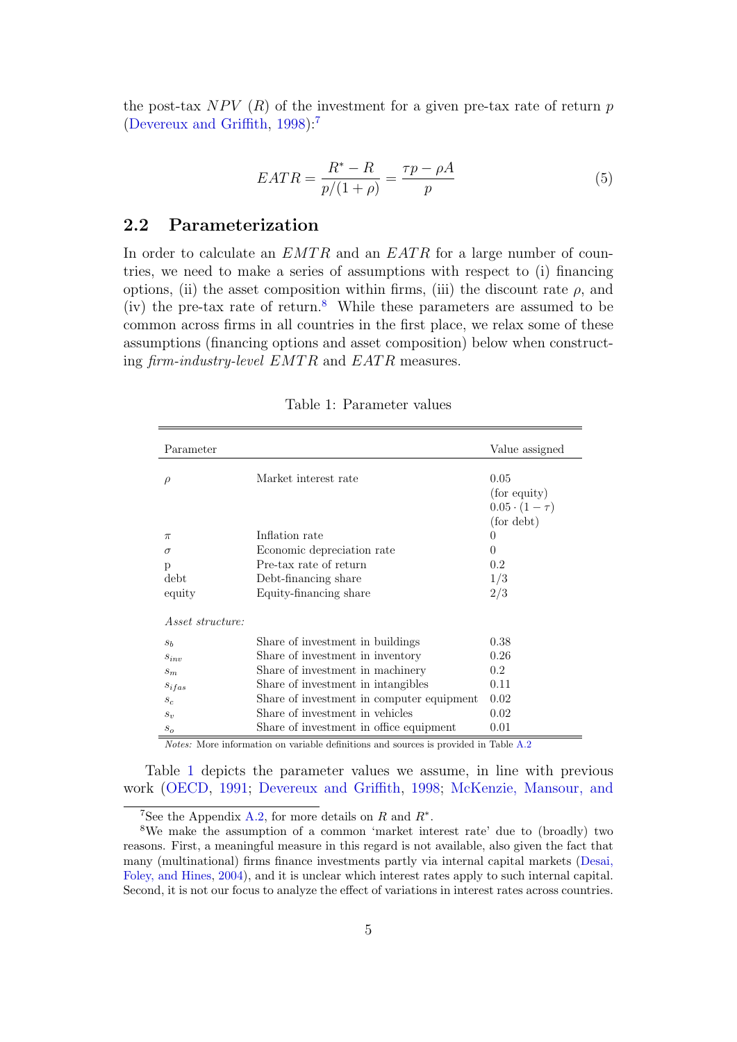the post-tax $NPV$ ($R$) of the investment for a given pre-tax rate of return $p$ (Devereux and Griffith, 1998):[7]

$$EATR = \frac{R^* - R}{p/(1+\rho)} = \frac{\tau p - \rho A}{p} \tag{5}$$

## 2.2 Parameterization

In order to calculate an $EMTR$ and an $EATR$ for a large number of countries, we need to make a series of assumptions with respect to (i) financing options, (ii) the asset composition within firms, (iii) the discount rate $\rho$, and (iv) the pre-tax rate of return.[8] While these parameters are assumed to be common across firms in all countries in the first place, we relax some of these assumptions (financing options and asset composition) below when constructing *firm-industry-level* $EMTR$ and $EATR$ measures.

Table 1: Parameter values

| Parameter | | Value assigned |
|---|---|---|
| $\rho$ | Market interest rate | 0.05 (for equity) $0.05 \cdot (1-\tau)$ (for debt) |
| $\pi$ | Inflation rate | 0 |
| $\sigma$ | Economic depreciation rate | 0 |
| p | Pre-tax rate of return | 0.2 |
| debt | Debt-financing share | 1/3 |
| equity | Equity-financing share | 2/3 |
| *Asset structure:* | | |
| $s_b$ | Share of investment in buildings | 0.38 |
| $s_{inv}$ | Share of investment in inventory | 0.26 |
| $s_m$ | Share of investment in machinery | 0.2 |
| $s_{ifas}$ | Share of investment in intangibles | 0.11 |
| $s_c$ | Share of investment in computer equipment | 0.02 |
| $s_v$ | Share of investment in vehicles | 0.02 |
| $s_o$ | Share of investment in office equipment | 0.01 |

*Notes:* More information on variable definitions and sources is provided in Table A.2

Table 1 depicts the parameter values we assume, in line with previous work (OECD, 1991; Devereux and Griffith, 1998; McKenzie, Mansour, and

[7] See the Appendix A.2, for more details on $R$ and $R^*$.

[8] We make the assumption of a common 'market interest rate' due to (broadly) two reasons. First, a meaningful measure in this regard is not available, also given the fact that many (multinational) firms finance investments partly via internal capital markets (Desai, Foley, and Hines, 2004), and it is unclear which interest rates apply to such internal capital. Second, it is not our focus to analyze the effect of variations in interest rates across countries.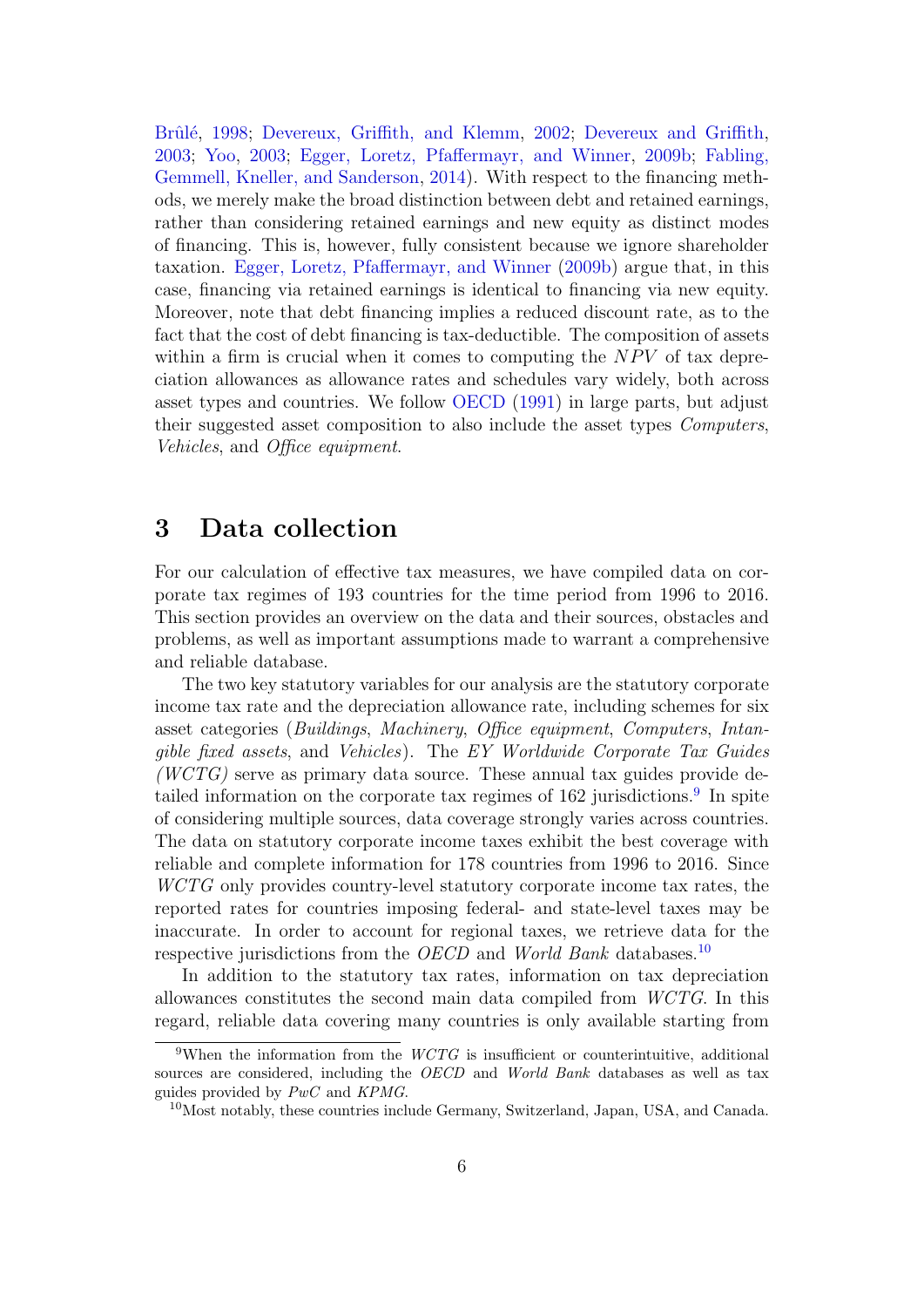Brûlé, 1998; Devereux, Griffith, and Klemm, 2002; Devereux and Griffith, 2003; Yoo, 2003; Egger, Loretz, Pfaffermayr, and Winner, 2009b; Fabling, Gemmell, Kneller, and Sanderson, 2014). With respect to the financing methods, we merely make the broad distinction between debt and retained earnings, rather than considering retained earnings and new equity as distinct modes of financing. This is, however, fully consistent because we ignore shareholder taxation. Egger, Loretz, Pfaffermayr, and Winner (2009b) argue that, in this case, financing via retained earnings is identical to financing via new equity. Moreover, note that debt financing implies a reduced discount rate, as to the fact that the cost of debt financing is tax-deductible. The composition of assets within a firm is crucial when it comes to computing the $NPV$ of tax depreciation allowances as allowance rates and schedules vary widely, both across asset types and countries. We follow OECD (1991) in large parts, but adjust their suggested asset composition to also include the asset types *Computers*, *Vehicles*, and *Office equipment*.

# 3 Data collection

For our calculation of effective tax measures, we have compiled data on corporate tax regimes of 193 countries for the time period from 1996 to 2016. This section provides an overview on the data and their sources, obstacles and problems, as well as important assumptions made to warrant a comprehensive and reliable database.

The two key statutory variables for our analysis are the statutory corporate income tax rate and the depreciation allowance rate, including schemes for six asset categories (*Buildings*, *Machinery*, *Office equipment*, *Computers*, *Intangible fixed assets*, and *Vehicles*). The *EY Worldwide Corporate Tax Guides (WCTG)* serve as primary data source. These annual tax guides provide detailed information on the corporate tax regimes of 162 jurisdictions.[9] In spite of considering multiple sources, data coverage strongly varies across countries. The data on statutory corporate income taxes exhibit the best coverage with reliable and complete information for 178 countries from 1996 to 2016. Since *WCTG* only provides country-level statutory corporate income tax rates, the reported rates for countries imposing federal- and state-level taxes may be inaccurate. In order to account for regional taxes, we retrieve data for the respective jurisdictions from the *OECD* and *World Bank* databases.[10]

In addition to the statutory tax rates, information on tax depreciation allowances constitutes the second main data compiled from *WCTG*. In this regard, reliable data covering many countries is only available starting from

[9] When the information from the *WCTG* is insufficient or counterintuitive, additional sources are considered, including the *OECD* and *World Bank* databases as well as tax guides provided by *PwC* and *KPMG*.

[10] Most notably, these countries include Germany, Switzerland, Japan, USA, and Canada.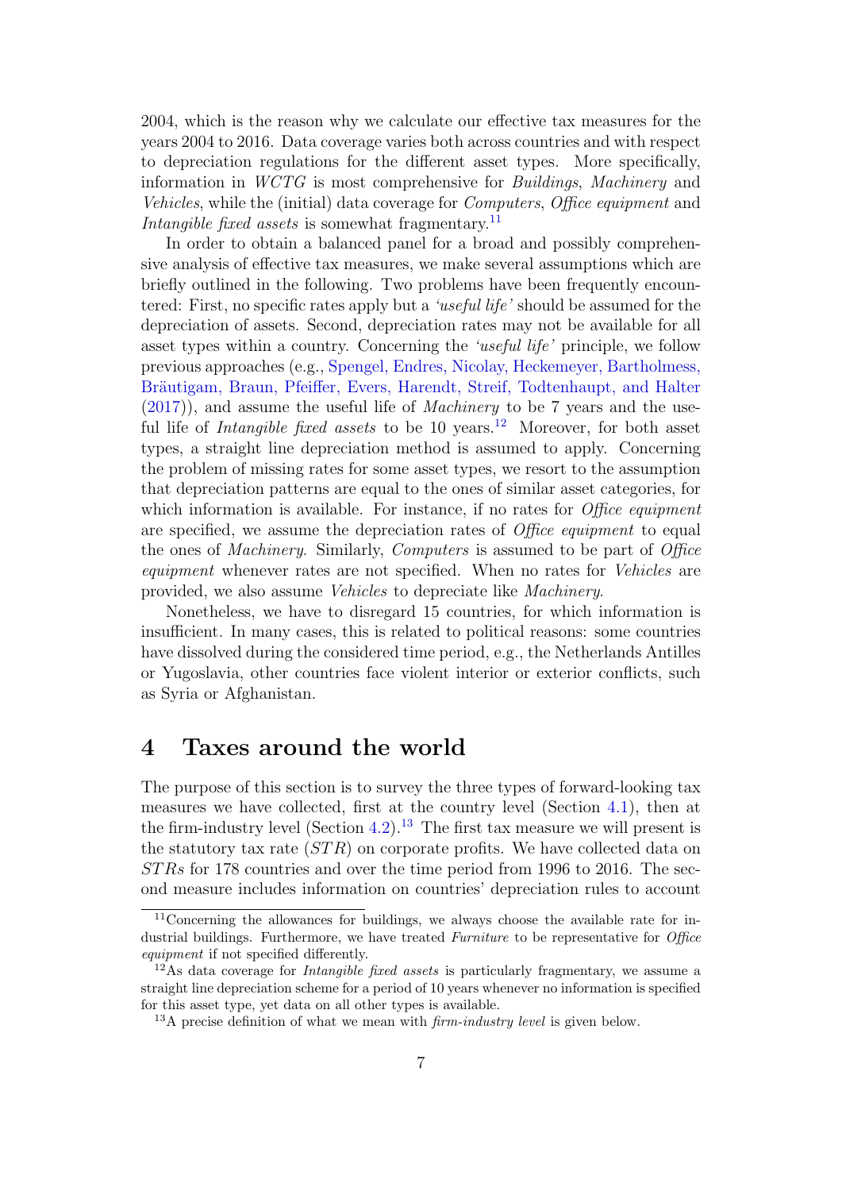2004, which is the reason why we calculate our effective tax measures for the years 2004 to 2016. Data coverage varies both across countries and with respect to depreciation regulations for the different asset types. More specifically, information in *WCTG* is most comprehensive for *Buildings*, *Machinery* and *Vehicles*, while the (initial) data coverage for *Computers*, *Office equipment* and *Intangible fixed assets* is somewhat fragmentary.[11]

In order to obtain a balanced panel for a broad and possibly comprehensive analysis of effective tax measures, we make several assumptions which are briefly outlined in the following. Two problems have been frequently encountered: First, no specific rates apply but a *'useful life'* should be assumed for the depreciation of assets. Second, depreciation rates may not be available for all asset types within a country. Concerning the *'useful life'* principle, we follow previous approaches (e.g., Spengel, Endres, Nicolay, Heckemeyer, Bartholmess, Bräutigam, Braun, Pfeiffer, Evers, Harendt, Streif, Todtenhaupt, and Halter (2017)), and assume the useful life of *Machinery* to be 7 years and the useful life of *Intangible fixed assets* to be 10 years.[12] Moreover, for both asset types, a straight line depreciation method is assumed to apply. Concerning the problem of missing rates for some asset types, we resort to the assumption that depreciation patterns are equal to the ones of similar asset categories, for which information is available. For instance, if no rates for *Office equipment* are specified, we assume the depreciation rates of *Office equipment* to equal the ones of *Machinery*. Similarly, *Computers* is assumed to be part of *Office equipment* whenever rates are not specified. When no rates for *Vehicles* are provided, we also assume *Vehicles* to depreciate like *Machinery*.

Nonetheless, we have to disregard 15 countries, for which information is insufficient. In many cases, this is related to political reasons: some countries have dissolved during the considered time period, e.g., the Netherlands Antilles or Yugoslavia, other countries face violent interior or exterior conflicts, such as Syria or Afghanistan.

# 4 Taxes around the world

The purpose of this section is to survey the three types of forward-looking tax measures we have collected, first at the country level (Section 4.1), then at the firm-industry level (Section 4.2).[13] The first tax measure we will present is the statutory tax rate ($STR$) on corporate profits. We have collected data on $STRs$ for 178 countries and over the time period from 1996 to 2016. The second measure includes information on countries' depreciation rules to account

[11] Concerning the allowances for buildings, we always choose the available rate for industrial buildings. Furthermore, we have treated *Furniture* to be representative for *Office equipment* if not specified differently.

[12] As data coverage for *Intangible fixed assets* is particularly fragmentary, we assume a straight line depreciation scheme for a period of 10 years whenever no information is specified for this asset type, yet data on all other types is available.

[13] A precise definition of what we mean with *firm-industry level* is given below.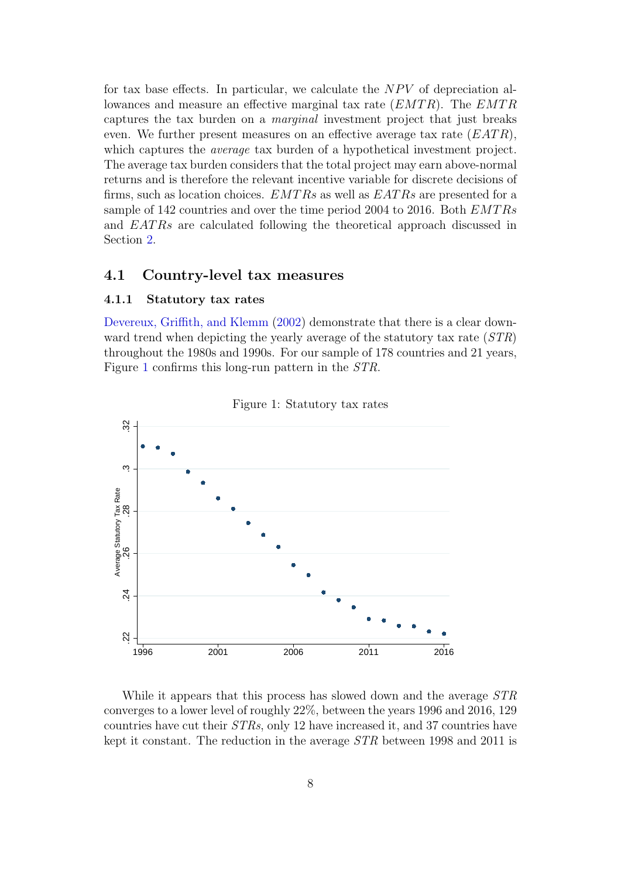for tax base effects. In particular, we calculate the $NPV$ of depreciation allowances and measure an effective marginal tax rate ($EMTR$). The $EMTR$ captures the tax burden on a *marginal* investment project that just breaks even. We further present measures on an effective average tax rate ($EATR$), which captures the *average* tax burden of a hypothetical investment project. The average tax burden considers that the total project may earn above-normal returns and is therefore the relevant incentive variable for discrete decisions of firms, such as location choices. $EMTRs$ as well as $EATRs$ are presented for a sample of 142 countries and over the time period 2004 to 2016. Both $EMTRs$ and $EATRs$ are calculated following the theoretical approach discussed in Section 2.

## 4.1 Country-level tax measures

### 4.1.1 Statutory tax rates

Devereux, Griffith, and Klemm (2002) demonstrate that there is a clear downward trend when depicting the yearly average of the statutory tax rate ($STR$) throughout the 1980s and 1990s. For our sample of 178 countries and 21 years, Figure 1 confirms this long-run pattern in the $STR$.

Figure 1: Statutory tax rates

While it appears that this process has slowed down and the average $STR$ converges to a lower level of roughly 22%, between the years 1996 and 2016, 129 countries have cut their $STRs$, only 12 have increased it, and 37 countries have kept it constant. The reduction in the average $STR$ between 1998 and 2011 is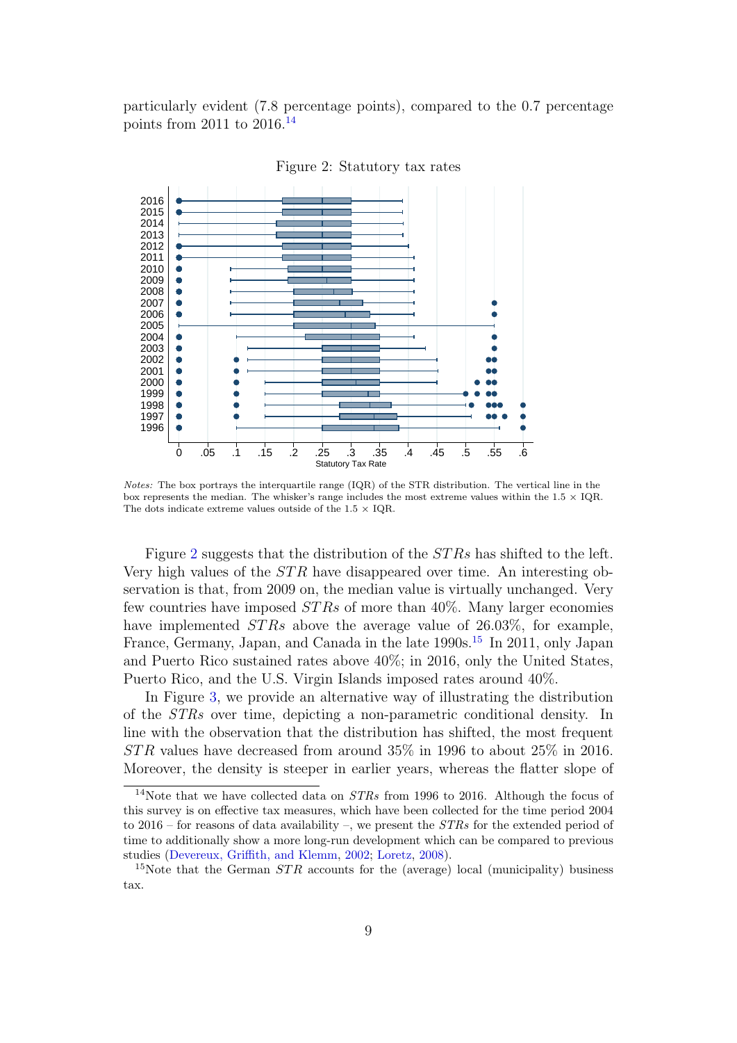particularly evident (7.8 percentage points), compared to the 0.7 percentage points from 2011 to 2016.[14]

Figure 2: Statutory tax rates

*Notes:* The box portrays the interquartile range (IQR) of the STR distribution. The vertical line in the box represents the median. The whisker's range includes the most extreme values within the 1.5 × IQR. The dots indicate extreme values outside of the 1.5 × IQR.

Figure 2 suggests that the distribution of the $STRs$ has shifted to the left. Very high values of the $STR$ have disappeared over time. An interesting observation is that, from 2009 on, the median value is virtually unchanged. Very few countries have imposed $STRs$ of more than 40%. Many larger economies have implemented $STRs$ above the average value of 26.03%, for example, France, Germany, Japan, and Canada in the late 1990s.[15] In 2011, only Japan and Puerto Rico sustained rates above 40%; in 2016, only the United States, Puerto Rico, and the U.S. Virgin Islands imposed rates around 40%.

In Figure 3, we provide an alternative way of illustrating the distribution of the $STRs$ over time, depicting a non-parametric conditional density. In line with the observation that the distribution has shifted, the most frequent $STR$ values have decreased from around 35% in 1996 to about 25% in 2016. Moreover, the density is steeper in earlier years, whereas the flatter slope of

[14]Note that we have collected data on $STRs$ from 1996 to 2016. Although the focus of this survey is on effective tax measures, which have been collected for the time period 2004 to 2016 – for reasons of data availability –, we present the $STRs$ for the extended period of time to additionally show a more long-run development which can be compared to previous studies (Devereux, Griffith, and Klemm, 2002; Loretz, 2008).

[15]Note that the German $STR$ accounts for the (average) local (municipality) business tax.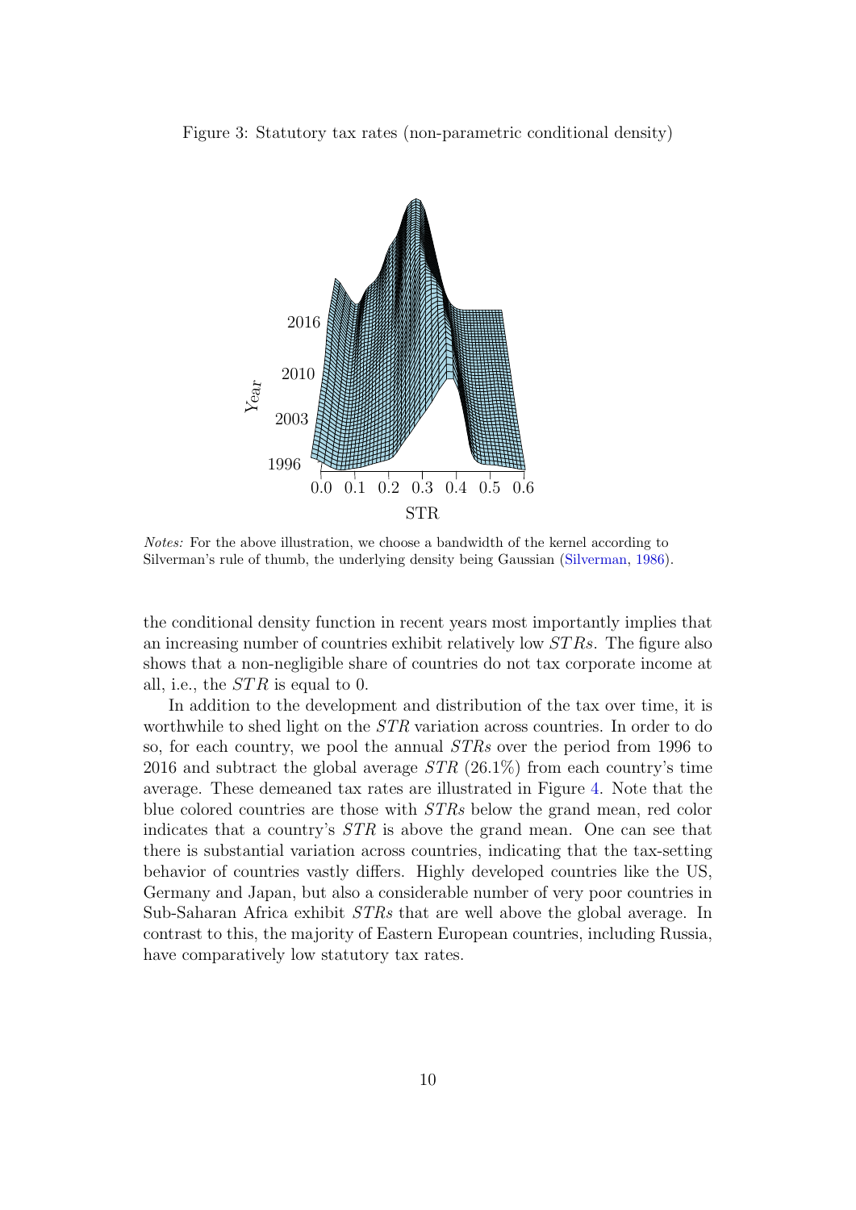Figure 3: Statutory tax rates (non-parametric conditional density)

*Notes:* For the above illustration, we choose a bandwidth of the kernel according to Silverman's rule of thumb, the underlying density being Gaussian (Silverman, 1986).

the conditional density function in recent years most importantly implies that an increasing number of countries exhibit relatively low $STRs$. The figure also shows that a non-negligible share of countries do not tax corporate income at all, i.e., the $STR$ is equal to 0.

In addition to the development and distribution of the tax over time, it is worthwhile to shed light on the $STR$ variation across countries. In order to do so, for each country, we pool the annual $STRs$ over the period from 1996 to 2016 and subtract the global average $STR$ (26.1%) from each country's time average. These demeaned tax rates are illustrated in Figure 4. Note that the blue colored countries are those with $STRs$ below the grand mean, red color indicates that a country's $STR$ is above the grand mean. One can see that there is substantial variation across countries, indicating that the tax-setting behavior of countries vastly differs. Highly developed countries like the US, Germany and Japan, but also a considerable number of very poor countries in Sub-Saharan Africa exhibit $STRs$ that are well above the global average. In contrast to this, the majority of Eastern European countries, including Russia, have comparatively low statutory tax rates.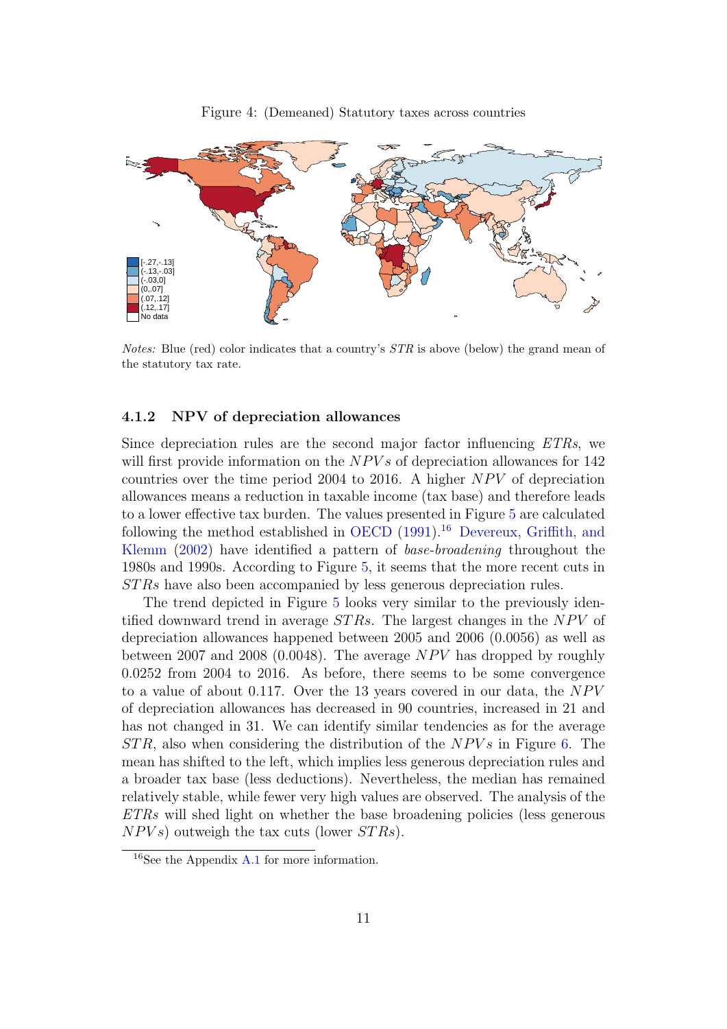Figure 4: (Demeaned) Statutory taxes across countries

*Notes:* Blue (red) color indicates that a country's *STR* is above (below) the grand mean of the statutory tax rate.

### 4.1.2 NPV of depreciation allowances

Since depreciation rules are the second major factor influencing *ETRs*, we will first provide information on the *NPVs* of depreciation allowances for 142 countries over the time period 2004 to 2016. A higher *NPV* of depreciation allowances means a reduction in taxable income (tax base) and therefore leads to a lower effective tax burden. The values presented in Figure 5 are calculated following the method established in OECD (1991).[16] Devereux, Griffith, and Klemm (2002) have identified a pattern of *base-broadening* throughout the 1980s and 1990s. According to Figure 5, it seems that the more recent cuts in *STRs* have also been accompanied by less generous depreciation rules.

The trend depicted in Figure 5 looks very similar to the previously identified downward trend in average *STRs*. The largest changes in the *NPV* of depreciation allowances happened between 2005 and 2006 (0.0056) as well as between 2007 and 2008 (0.0048). The average *NPV* has dropped by roughly 0.0252 from 2004 to 2016. As before, there seems to be some convergence to a value of about 0.117. Over the 13 years covered in our data, the *NPV* of depreciation allowances has decreased in 90 countries, increased in 21 and has not changed in 31. We can identify similar tendencies as for the average *STR*, also when considering the distribution of the *NPVs* in Figure 6. The mean has shifted to the left, which implies less generous depreciation rules and a broader tax base (less deductions). Nevertheless, the median has remained relatively stable, while fewer very high values are observed. The analysis of the *ETRs* will shed light on whether the base broadening policies (less generous *NPVs*) outweigh the tax cuts (lower *STRs*).

[16] See the Appendix A.1 for more information.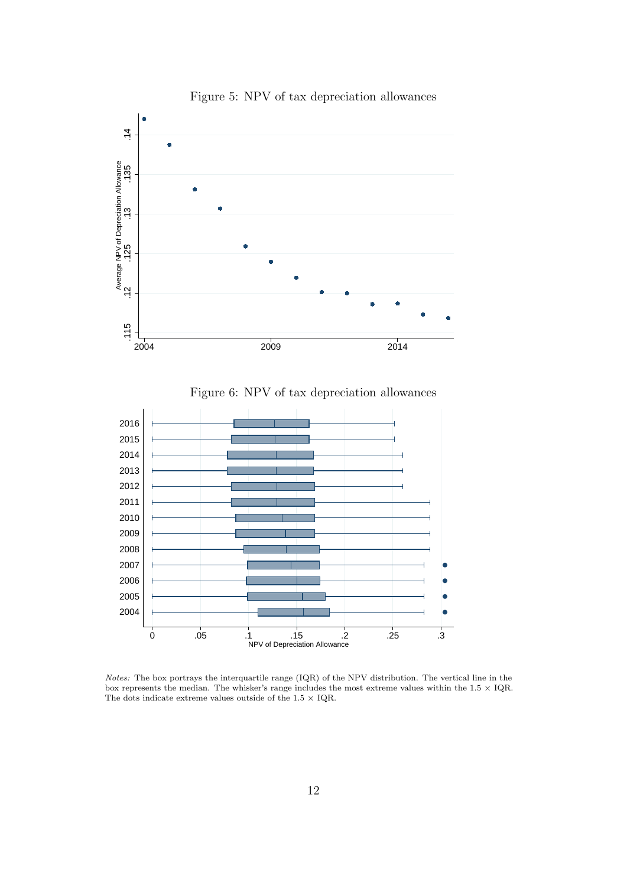Figure 5: NPV of tax depreciation allowances

Figure 6: NPV of tax depreciation allowances

*Notes:* The box portrays the interquartile range (IQR) of the NPV distribution. The vertical line in the box represents the median. The whisker's range includes the most extreme values within the 1.5 × IQR. The dots indicate extreme values outside of the 1.5 × IQR.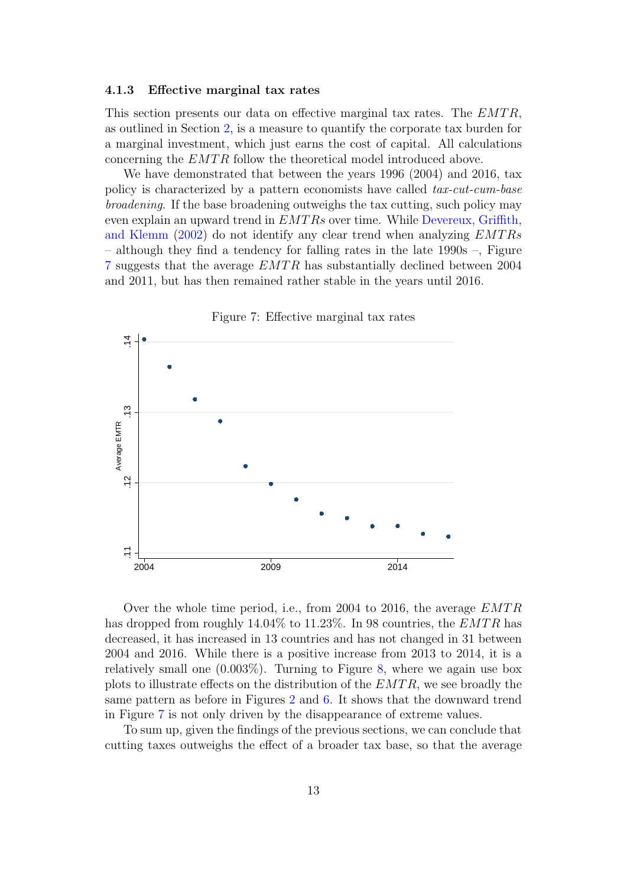#### 4.1.3 Effective marginal tax rates

This section presents our data on effective marginal tax rates. The $EMTR$, as outlined in Section 2, is a measure to quantify the corporate tax burden for a marginal investment, which just earns the cost of capital. All calculations concerning the $EMTR$ follow the theoretical model introduced above.

We have demonstrated that between the years 1996 (2004) and 2016, tax policy is characterized by a pattern economists have called *tax-cut-cum-base broadening*. If the base broadening outweighs the tax cutting, such policy may even explain an upward trend in $EMTRs$ over time. While Devereux, Griffith, and Klemm (2002) do not identify any clear trend when analyzing $EMTRs$ – although they find a tendency for falling rates in the late 1990s –, Figure 7 suggests that the average $EMTR$ has substantially declined between 2004 and 2011, but has then remained rather stable in the years until 2016.

Figure 7: Effective marginal tax rates

Over the whole time period, i.e., from 2004 to 2016, the average $EMTR$ has dropped from roughly 14.04% to 11.23%. In 98 countries, the $EMTR$ has decreased, it has increased in 13 countries and has not changed in 31 between 2004 and 2016. While there is a positive increase from 2013 to 2014, it is a relatively small one (0.003%). Turning to Figure 8, where we again use box plots to illustrate effects on the distribution of the $EMTR$, we see broadly the same pattern as before in Figures 2 and 6. It shows that the downward trend in Figure 7 is not only driven by the disappearance of extreme values.

To sum up, given the findings of the previous sections, we can conclude that cutting taxes outweighs the effect of a broader tax base, so that the average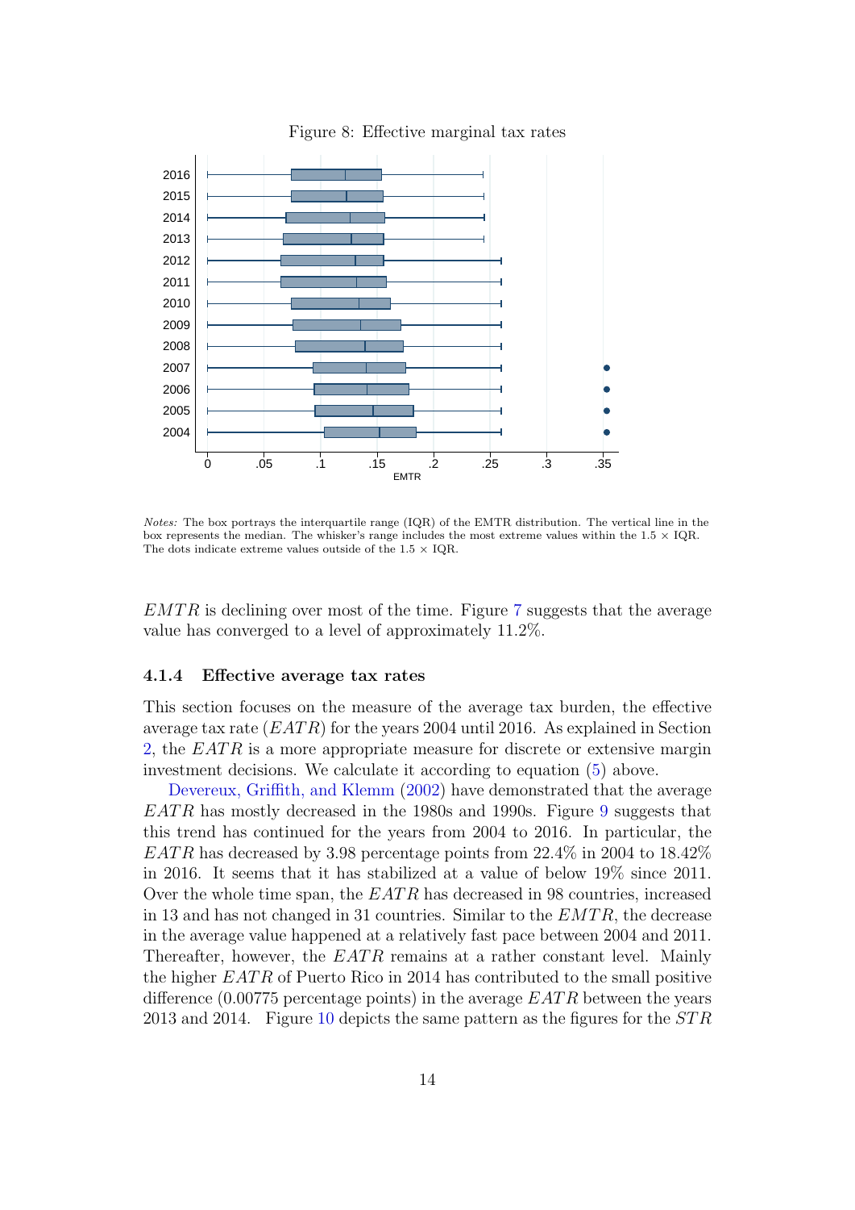Figure 8: Effective marginal tax rates

*Notes:* The box portrays the interquartile range (IQR) of the EMTR distribution. The vertical line in the box represents the median. The whisker's range includes the most extreme values within the 1.5 × IQR. The dots indicate extreme values outside of the 1.5 × IQR.

$EMTR$ is declining over most of the time. Figure 7 suggests that the average value has converged to a level of approximately 11.2%.

### 4.1.4 Effective average tax rates

This section focuses on the measure of the average tax burden, the effective average tax rate ($EATR$) for the years 2004 until 2016. As explained in Section 2, the $EATR$ is a more appropriate measure for discrete or extensive margin investment decisions. We calculate it according to equation (5) above.

Devereux, Griffith, and Klemm (2002) have demonstrated that the average $EATR$ has mostly decreased in the 1980s and 1990s. Figure 9 suggests that this trend has continued for the years from 2004 to 2016. In particular, the $EATR$ has decreased by 3.98 percentage points from 22.4% in 2004 to 18.42% in 2016. It seems that it has stabilized at a value of below 19% since 2011. Over the whole time span, the $EATR$ has decreased in 98 countries, increased in 13 and has not changed in 31 countries. Similar to the $EMTR$, the decrease in the average value happened at a relatively fast pace between 2004 and 2011. Thereafter, however, the $EATR$ remains at a rather constant level. Mainly the higher $EATR$ of Puerto Rico in 2014 has contributed to the small positive difference (0.00775 percentage points) in the average $EATR$ between the years 2013 and 2014. Figure 10 depicts the same pattern as the figures for the $STR$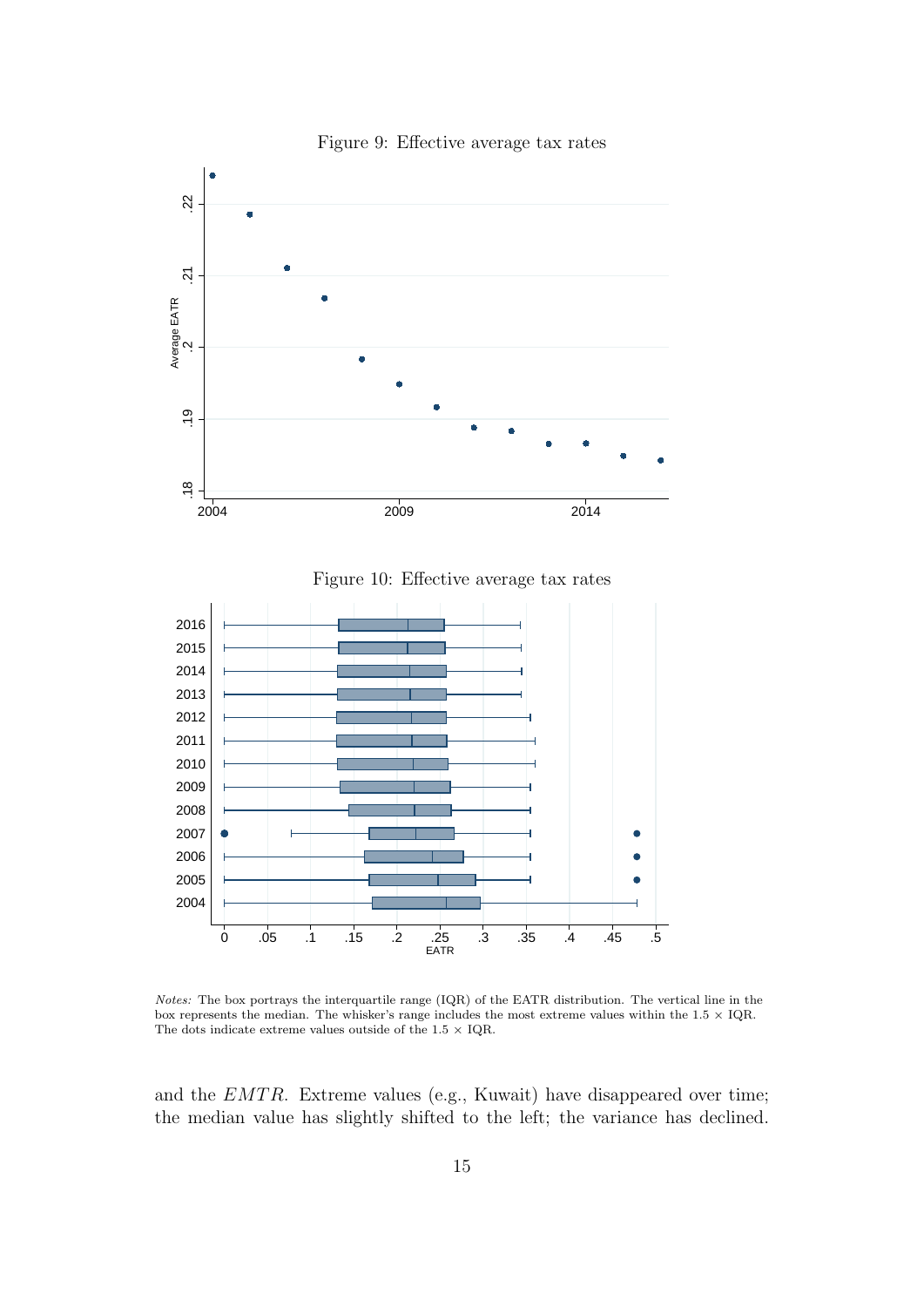Figure 9: Effective average tax rates

Figure 10: Effective average tax rates

*Notes:* The box portrays the interquartile range (IQR) of the EATR distribution. The vertical line in the box represents the median. The whisker's range includes the most extreme values within the 1.5 × IQR. The dots indicate extreme values outside of the 1.5 × IQR.

and the $EMTR$. Extreme values (e.g., Kuwait) have disappeared over time; the median value has slightly shifted to the left; the variance has declined.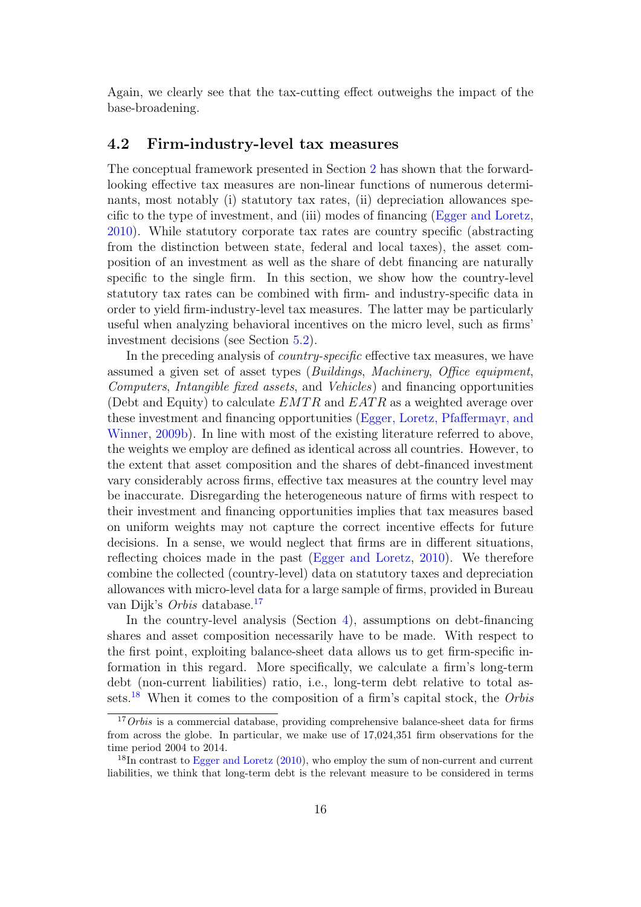Again, we clearly see that the tax-cutting effect outweighs the impact of the base-broadening.

## 4.2 Firm-industry-level tax measures

The conceptual framework presented in Section 2 has shown that the forward-looking effective tax measures are non-linear functions of numerous determinants, most notably (i) statutory tax rates, (ii) depreciation allowances specific to the type of investment, and (iii) modes of financing (Egger and Loretz, 2010). While statutory corporate tax rates are country specific (abstracting from the distinction between state, federal and local taxes), the asset composition of an investment as well as the share of debt financing are naturally specific to the single firm. In this section, we show how the country-level statutory tax rates can be combined with firm- and industry-specific data in order to yield firm-industry-level tax measures. The latter may be particularly useful when analyzing behavioral incentives on the micro level, such as firms' investment decisions (see Section 5.2).

In the preceding analysis of *country-specific* effective tax measures, we have assumed a given set of asset types (*Buildings*, *Machinery*, *Office equipment*, *Computers*, *Intangible fixed assets*, and *Vehicles*) and financing opportunities (Debt and Equity) to calculate $EMTR$ and $EATR$ as a weighted average over these investment and financing opportunities (Egger, Loretz, Pfaffermayr, and Winner, 2009b). In line with most of the existing literature referred to above, the weights we employ are defined as identical across all countries. However, to the extent that asset composition and the shares of debt-financed investment vary considerably across firms, effective tax measures at the country level may be inaccurate. Disregarding the heterogeneous nature of firms with respect to their investment and financing opportunities implies that tax measures based on uniform weights may not capture the correct incentive effects for future decisions. In a sense, we would neglect that firms are in different situations, reflecting choices made in the past (Egger and Loretz, 2010). We therefore combine the collected (country-level) data on statutory taxes and depreciation allowances with micro-level data for a large sample of firms, provided in Bureau van Dijk's *Orbis* database.[17]

In the country-level analysis (Section 4), assumptions on debt-financing shares and asset composition necessarily have to be made. With respect to the first point, exploiting balance-sheet data allows us to get firm-specific information in this regard. More specifically, we calculate a firm's long-term debt (non-current liabilities) ratio, i.e., long-term debt relative to total assets.[18] When it comes to the composition of a firm's capital stock, the *Orbis*

[17] *Orbis* is a commercial database, providing comprehensive balance-sheet data for firms from across the globe. In particular, we make use of 17,024,351 firm observations for the time period 2004 to 2014.

[18] In contrast to Egger and Loretz (2010), who employ the sum of non-current and current liabilities, we think that long-term debt is the relevant measure to be considered in terms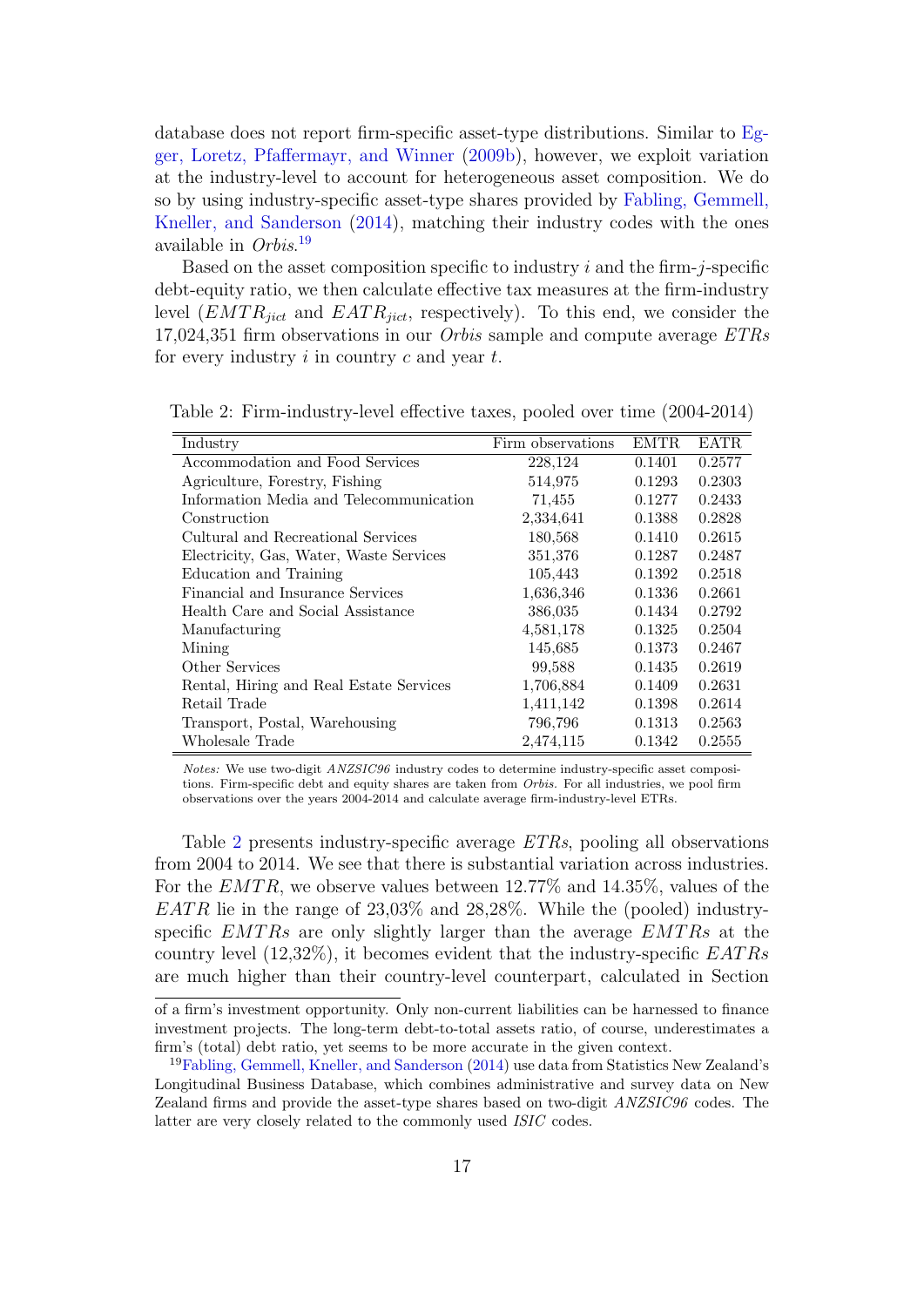database does not report firm-specific asset-type distributions. Similar to Egger, Loretz, Pfaffermayr, and Winner (2009b), however, we exploit variation at the industry-level to account for heterogeneous asset composition. We do so by using industry-specific asset-type shares provided by Fabling, Gemmell, Kneller, and Sanderson (2014), matching their industry codes with the ones available in *Orbis*.[19]

Based on the asset composition specific to industry $i$ and the firm-$j$-specific debt-equity ratio, we then calculate effective tax measures at the firm-industry level ($EMTR_{jict}$ and $EATR_{jict}$, respectively). To this end, we consider the 17,024,351 firm observations in our *Orbis* sample and compute average $ETRs$ for every industry $i$ in country $c$ and year $t$.

Table 2: Firm-industry-level effective taxes, pooled over time (2004-2014)

| Industry | Firm observations | EMTR | EATR |
|---|---|---|---|
| Accommodation and Food Services | 228,124 | 0.1401 | 0.2577 |
| Agriculture, Forestry, Fishing | 514,975 | 0.1293 | 0.2303 |
| Information Media and Telecommunication | 71,455 | 0.1277 | 0.2433 |
| Construction | 2,334,641 | 0.1388 | 0.2828 |
| Cultural and Recreational Services | 180,568 | 0.1410 | 0.2615 |
| Electricity, Gas, Water, Waste Services | 351,376 | 0.1287 | 0.2487 |
| Education and Training | 105,443 | 0.1392 | 0.2518 |
| Financial and Insurance Services | 1,636,346 | 0.1336 | 0.2661 |
| Health Care and Social Assistance | 386,035 | 0.1434 | 0.2792 |
| Manufacturing | 4,581,178 | 0.1325 | 0.2504 |
| Mining | 145,685 | 0.1373 | 0.2467 |
| Other Services | 99,588 | 0.1435 | 0.2619 |
| Rental, Hiring and Real Estate Services | 1,706,884 | 0.1409 | 0.2631 |
| Retail Trade | 1,411,142 | 0.1398 | 0.2614 |
| Transport, Postal, Warehousing | 796,796 | 0.1313 | 0.2563 |
| Wholesale Trade | 2,474,115 | 0.1342 | 0.2555 |

*Notes:* We use two-digit *ANZSIC96* industry codes to determine industry-specific asset compositions. Firm-specific debt and equity shares are taken from *Orbis*. For all industries, we pool firm observations over the years 2004-2014 and calculate average firm-industry-level ETRs.

Table 2 presents industry-specific average $ETRs$, pooling all observations from 2004 to 2014. We see that there is substantial variation across industries. For the $EMTR$, we observe values between 12.77% and 14.35%, values of the $EATR$ lie in the range of 23,03% and 28,28%. While the (pooled) industry-specific $EMTRs$ are only slightly larger than the average $EMTRs$ at the country level (12,32%), it becomes evident that the industry-specific $EATRs$ are much higher than their country-level counterpart, calculated in Section

of a firm's investment opportunity. Only non-current liabilities can be harnessed to finance investment projects. The long-term debt-to-total assets ratio, of course, underestimates a firm's (total) debt ratio, yet seems to be more accurate in the given context.

[19] Fabling, Gemmell, Kneller, and Sanderson (2014) use data from Statistics New Zealand's Longitudinal Business Database, which combines administrative and survey data on New Zealand firms and provide the asset-type shares based on two-digit *ANZSIC96* codes. The latter are very closely related to the commonly used *ISIC* codes.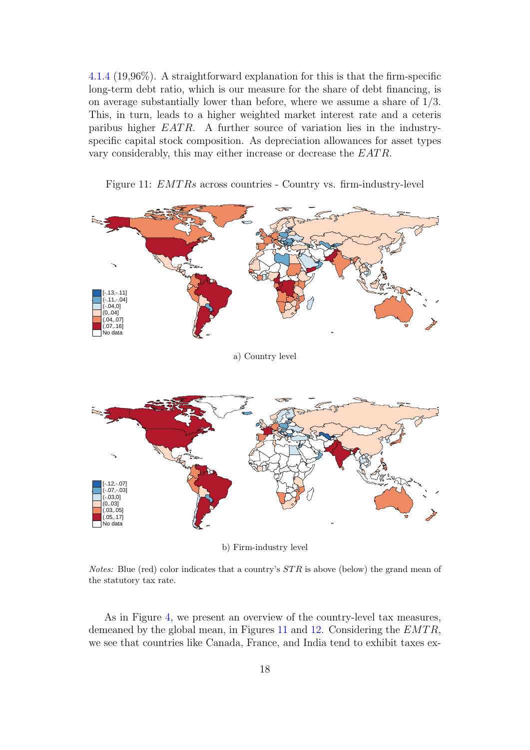4.1.4 (19,96%). A straightforward explanation for this is that the firm-specific long-term debt ratio, which is our measure for the share of debt financing, is on average substantially lower than before, where we assume a share of 1/3. This, in turn, leads to a higher weighted market interest rate and a ceteris paribus higher $EATR$. A further source of variation lies in the industry-specific capital stock composition. As depreciation allowances for asset types vary considerably, this may either increase or decrease the $EATR$.

Figure 11: $EMTRs$ across countries - Country vs. firm-industry-level

a) Country level

b) Firm-industry level

*Notes:* Blue (red) color indicates that a country's $STR$ is above (below) the grand mean of the statutory tax rate.

As in Figure 4, we present an overview of the country-level tax measures, demeaned by the global mean, in Figures 11 and 12. Considering the $EMTR$, we see that countries like Canada, France, and India tend to exhibit taxes ex-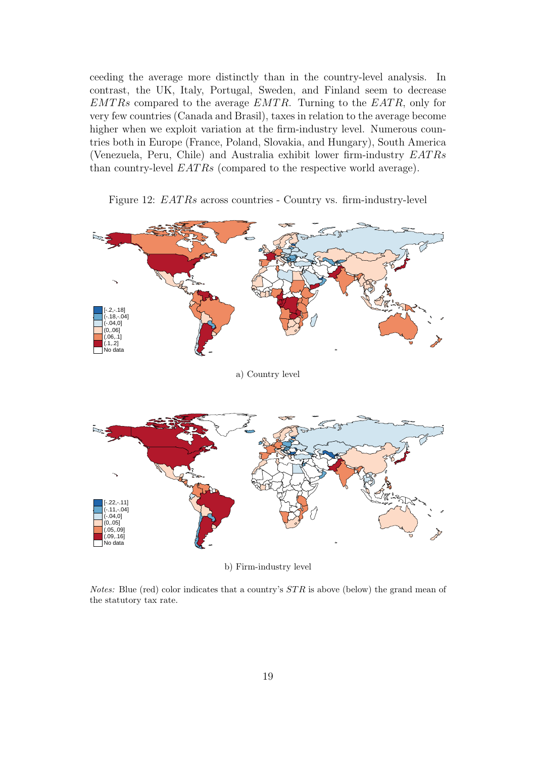ceeding the average more distinctly than in the country-level analysis. In contrast, the UK, Italy, Portugal, Sweden, and Finland seem to decrease $EMTRs$ compared to the average $EMTR$. Turning to the $EATR$, only for very few countries (Canada and Brasil), taxes in relation to the average become higher when we exploit variation at the firm-industry level. Numerous countries both in Europe (France, Poland, Slovakia, and Hungary), South America (Venezuela, Peru, Chile) and Australia exhibit lower firm-industry $EATRs$ than country-level $EATRs$ (compared to the respective world average).

Figure 12: $EATRs$ across countries - Country vs. firm-industry-level

a) Country level

b) Firm-industry level

*Notes:* Blue (red) color indicates that a country's $STR$ is above (below) the grand mean of the statutory tax rate.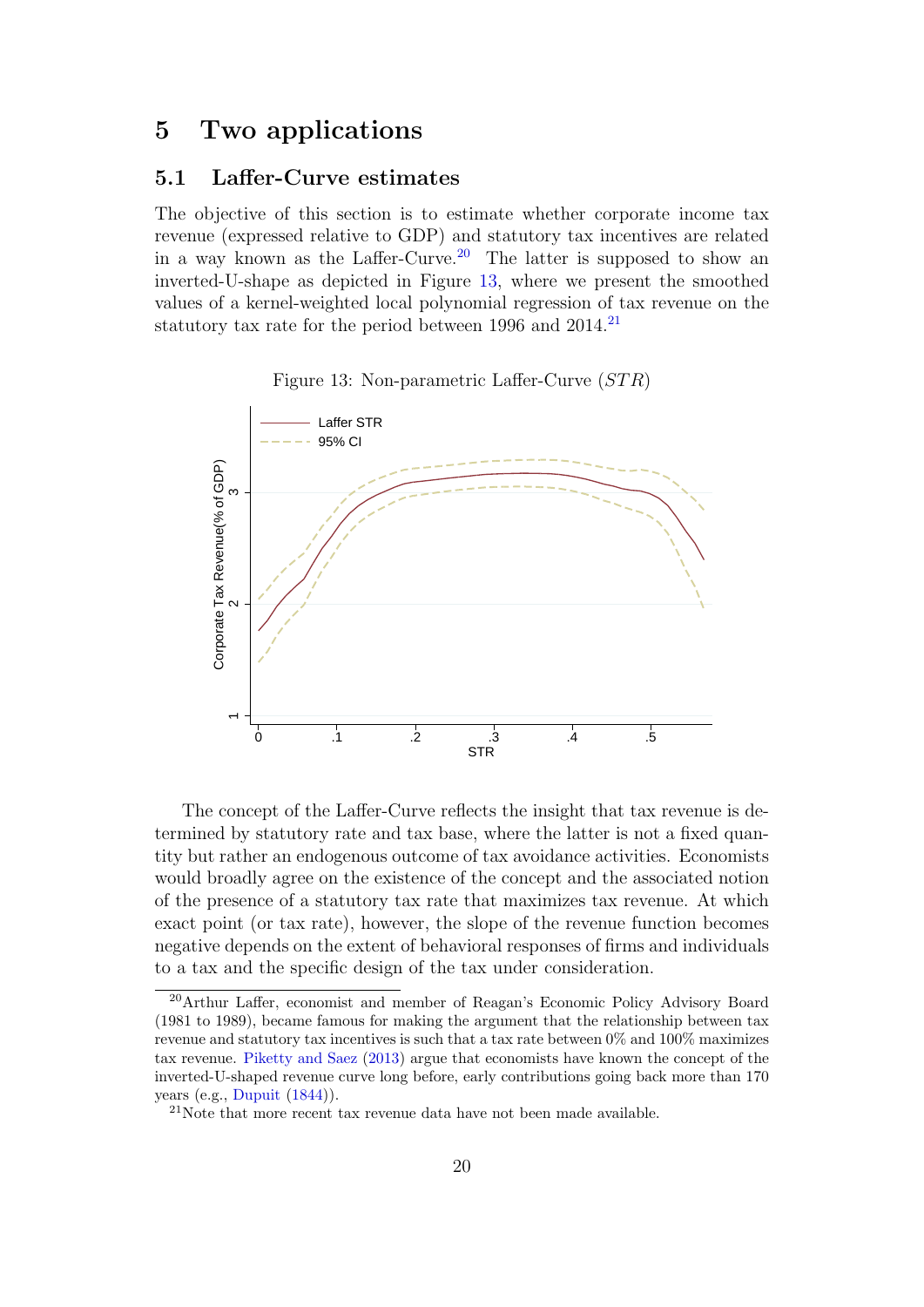## 5 Two applications

### 5.1 Laffer-Curve estimates

The objective of this section is to estimate whether corporate income tax revenue (expressed relative to GDP) and statutory tax incentives are related in a way known as the Laffer-Curve.[20] The latter is supposed to show an inverted-U-shape as depicted in Figure 13, where we present the smoothed values of a kernel-weighted local polynomial regression of tax revenue on the statutory tax rate for the period between 1996 and 2014.[21]

Figure 13: Non-parametric Laffer-Curve ($STR$)

The concept of the Laffer-Curve reflects the insight that tax revenue is determined by statutory rate and tax base, where the latter is not a fixed quantity but rather an endogenous outcome of tax avoidance activities. Economists would broadly agree on the existence of the concept and the associated notion of the presence of a statutory tax rate that maximizes tax revenue. At which exact point (or tax rate), however, the slope of the revenue function becomes negative depends on the extent of behavioral responses of firms and individuals to a tax and the specific design of the tax under consideration.

[20] Arthur Laffer, economist and member of Reagan's Economic Policy Advisory Board (1981 to 1989), became famous for making the argument that the relationship between tax revenue and statutory tax incentives is such that a tax rate between 0% and 100% maximizes tax revenue. Piketty and Saez (2013) argue that economists have known the concept of the inverted-U-shaped revenue curve long before, early contributions going back more than 170 years (e.g., Dupuit (1844)).

[21] Note that more recent tax revenue data have not been made available.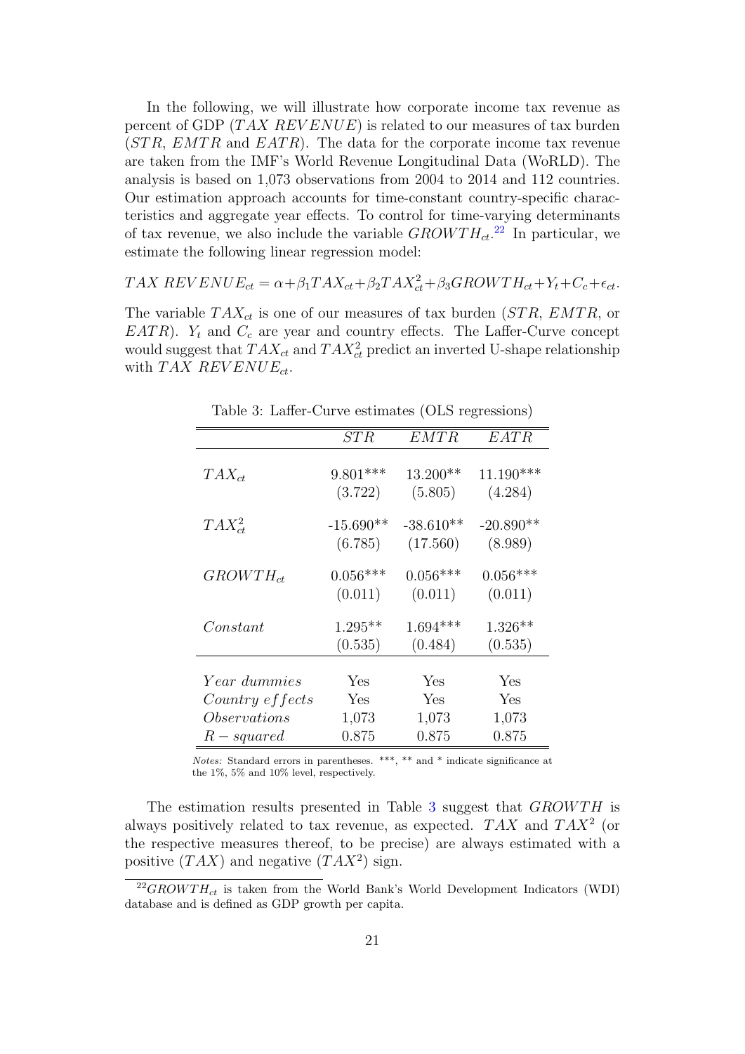In the following, we will illustrate how corporate income tax revenue as percent of GDP ($TAX\ REVENUE$) is related to our measures of tax burden ($STR$, $EMTR$ and $EATR$). The data for the corporate income tax revenue are taken from the IMF's World Revenue Longitudinal Data (WoRLD). The analysis is based on 1,073 observations from 2004 to 2014 and 112 countries. Our estimation approach accounts for time-constant country-specific characteristics and aggregate year effects. To control for time-varying determinants of tax revenue, we also include the variable $GROWTH_{ct}$.[22] In particular, we estimate the following linear regression model:

$$TAX\ REVENUE_{ct} = \alpha + \beta_1 TAX_{ct} + \beta_2 TAX_{ct}^2 + \beta_3 GROWTH_{ct} + Y_t + C_c + \epsilon_{ct}.$$

The variable $TAX_{ct}$ is one of our measures of tax burden ($STR$, $EMTR$, or $EATR$). $Y_t$ and $C_c$ are year and country effects. The Laffer-Curve concept would suggest that $TAX_{ct}$ and $TAX_{ct}^2$ predict an inverted U-shape relationship with $TAX\ REVENUE_{ct}$.

Table 3: Laffer-Curve estimates (OLS regressions)

| | $STR$ | $EMTR$ | $EATR$ |
|---|---|---|---|
| $TAX_{ct}$ | 9.801*** | 13.200** | 11.190*** |
| | (3.722) | (5.805) | (4.284) |
| $TAX_{ct}^2$ | -15.690** | -38.610** | -20.890** |
| | (6.785) | (17.560) | (8.989) |
| $GROWTH_{ct}$ | 0.056*** | 0.056*** | 0.056*** |
| | (0.011) | (0.011) | (0.011) |
| $Constant$ | 1.295** | 1.694*** | 1.326** |
| | (0.535) | (0.484) | (0.535) |
| $Year\ dummies$ | Yes | Yes | Yes |
| $Country\ effects$ | Yes | Yes | Yes |
| $Observations$ | 1,073 | 1,073 | 1,073 |
| $R-squared$ | 0.875 | 0.875 | 0.875 |

*Notes:* Standard errors in parentheses. ***, ** and * indicate significance at the 1%, 5% and 10% level, respectively.

The estimation results presented in Table 3 suggest that $GROWTH$ is always positively related to tax revenue, as expected. $TAX$ and $TAX^2$ (or the respective measures thereof, to be precise) are always estimated with a positive ($TAX$) and negative ($TAX^2$) sign.

[22] $GROWTH_{ct}$ is taken from the World Bank's World Development Indicators (WDI) database and is defined as GDP growth per capita.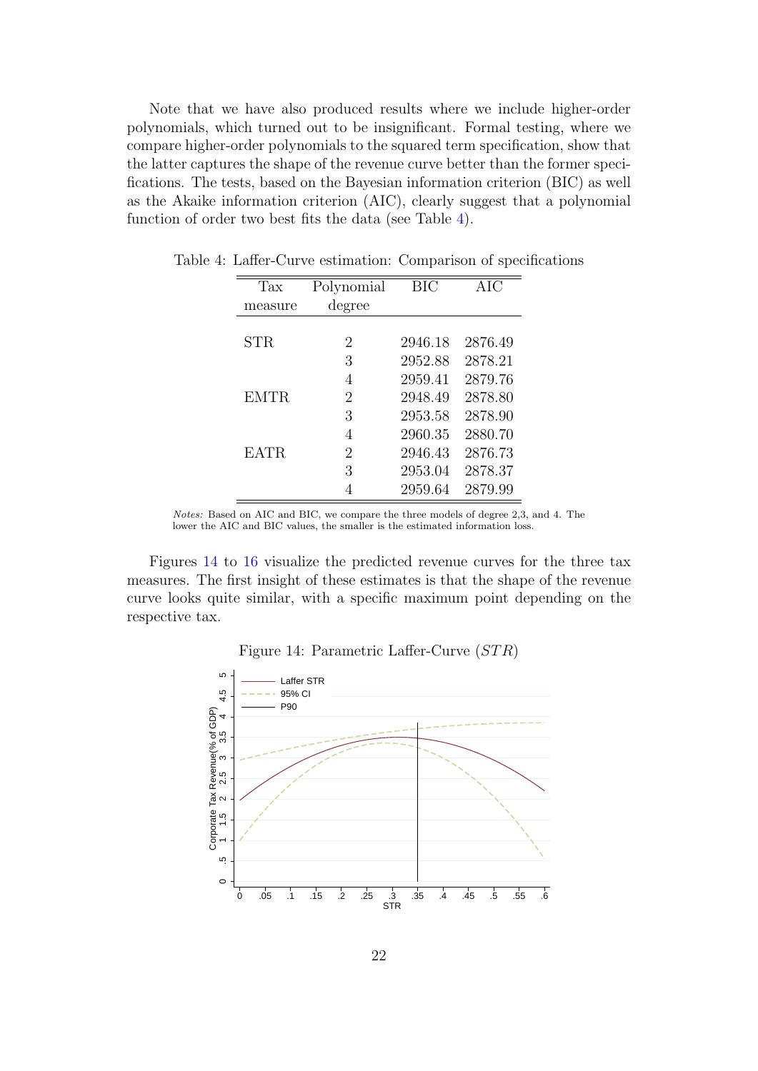Note that we have also produced results where we include higher-order polynomials, which turned out to be insignificant. Formal testing, where we compare higher-order polynomials to the squared term specification, show that the latter captures the shape of the revenue curve better than the former specifications. The tests, based on the Bayesian information criterion (BIC) as well as the Akaike information criterion (AIC), clearly suggest that a polynomial function of order two best fits the data (see Table 4).

Table 4: Laffer-Curve estimation: Comparison of specifications

| Tax measure | Polynomial degree | BIC | AIC |
|---|---|---|---|
| STR | 2 | 2946.18 | 2876.49 |
| | 3 | 2952.88 | 2878.21 |
| | 4 | 2959.41 | 2879.76 |
| EMTR | 2 | 2948.49 | 2878.80 |
| | 3 | 2953.58 | 2878.90 |
| | 4 | 2960.35 | 2880.70 |
| EATR | 2 | 2946.43 | 2876.73 |
| | 3 | 2953.04 | 2878.37 |
| | 4 | 2959.64 | 2879.99 |

*Notes:* Based on AIC and BIC, we compare the three models of degree 2,3, and 4. The lower the AIC and BIC values, the smaller is the estimated information loss.

Figures 14 to 16 visualize the predicted revenue curves for the three tax measures. The first insight of these estimates is that the shape of the revenue curve looks quite similar, with a specific maximum point depending on the respective tax.

Figure 14: Parametric Laffer-Curve ($STR$)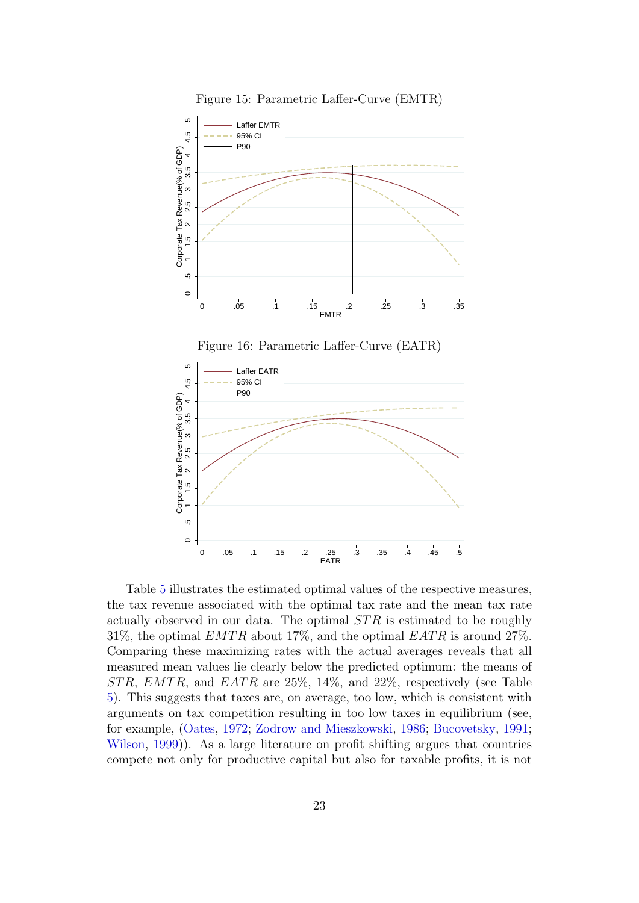Figure 15: Parametric Laffer-Curve (EMTR)

Figure 16: Parametric Laffer-Curve (EATR)

Table 5 illustrates the estimated optimal values of the respective measures, the tax revenue associated with the optimal tax rate and the mean tax rate actually observed in our data. The optimal $STR$ is estimated to be roughly 31%, the optimal $EMTR$ about 17%, and the optimal $EATR$ is around 27%. Comparing these maximizing rates with the actual averages reveals that all measured mean values lie clearly below the predicted optimum: the means of $STR$, $EMTR$, and $EATR$ are 25%, 14%, and 22%, respectively (see Table 5). This suggests that taxes are, on average, too low, which is consistent with arguments on tax competition resulting in too low taxes in equilibrium (see, for example, (Oates, 1972; Zodrow and Mieszkowski, 1986; Bucovetsky, 1991; Wilson, 1999)). As a large literature on profit shifting argues that countries compete not only for productive capital but also for taxable profits, it is not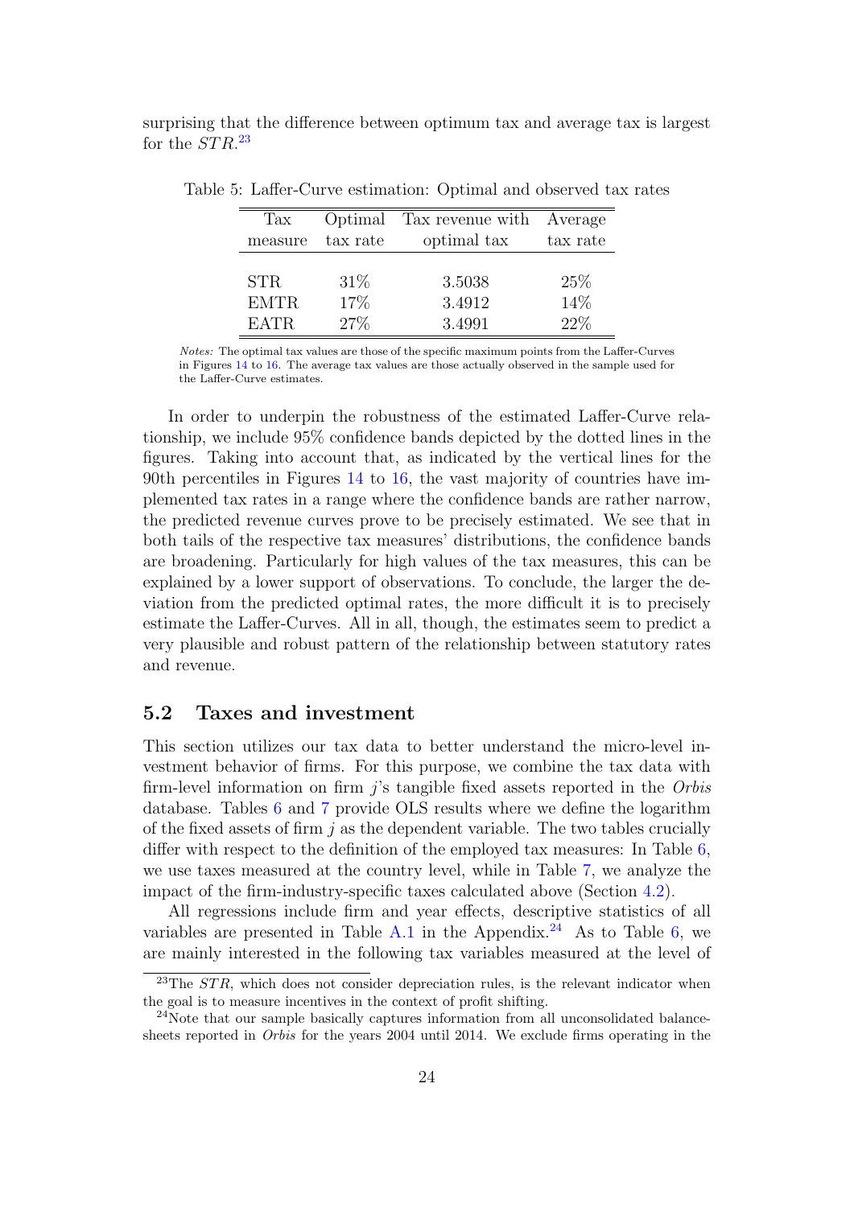surprising that the difference between optimum tax and average tax is largest for the $STR$.[23]

Table 5: Laffer-Curve estimation: Optimal and observed tax rates

| Tax measure | Optimal tax rate | Tax revenue with optimal tax | Average tax rate |
|---|---|---|---|
| STR | 31% | 3.5038 | 25% |
| EMTR | 17% | 3.4912 | 14% |
| EATR | 27% | 3.4991 | 22% |

*Notes:* The optimal tax values are those of the specific maximum points from the Laffer-Curves in Figures 14 to 16. The average tax values are those actually observed in the sample used for the Laffer-Curve estimates.

In order to underpin the robustness of the estimated Laffer-Curve relationship, we include 95% confidence bands depicted by the dotted lines in the figures. Taking into account that, as indicated by the vertical lines for the 90th percentiles in Figures 14 to 16, the vast majority of countries have implemented tax rates in a range where the confidence bands are rather narrow, the predicted revenue curves prove to be precisely estimated. We see that in both tails of the respective tax measures' distributions, the confidence bands are broadening. Particularly for high values of the tax measures, this can be explained by a lower support of observations. To conclude, the larger the deviation from the predicted optimal rates, the more difficult it is to precisely estimate the Laffer-Curves. All in all, though, the estimates seem to predict a very plausible and robust pattern of the relationship between statutory rates and revenue.

## 5.2 Taxes and investment

This section utilizes our tax data to better understand the micro-level investment behavior of firms. For this purpose, we combine the tax data with firm-level information on firm $j$'s tangible fixed assets reported in the *Orbis* database. Tables 6 and 7 provide OLS results where we define the logarithm of the fixed assets of firm $j$ as the dependent variable. The two tables crucially differ with respect to the definition of the employed tax measures: In Table 6, we use taxes measured at the country level, while in Table 7, we analyze the impact of the firm-industry-specific taxes calculated above (Section 4.2).

All regressions include firm and year effects, descriptive statistics of all variables are presented in Table A.1 in the Appendix.[24] As to Table 6, we are mainly interested in the following tax variables measured at the level of

[23] The $STR$, which does not consider depreciation rules, is the relevant indicator when the goal is to measure incentives in the context of profit shifting.

[24] Note that our sample basically captures information from all unconsolidated balance-sheets reported in *Orbis* for the years 2004 until 2014. We exclude firms operating in the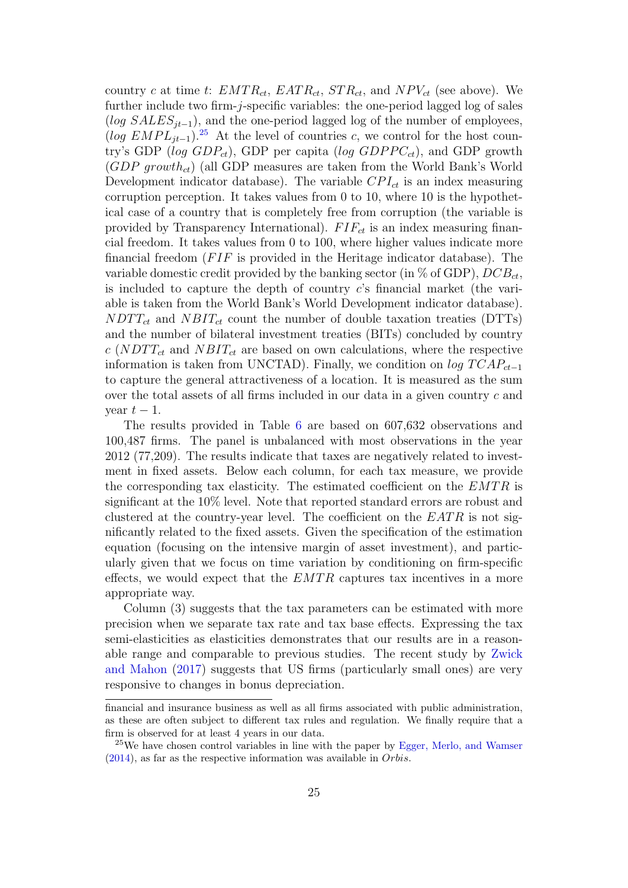country $c$ at time $t$: $EMTR_{ct}$, $EATR_{ct}$, $STR_{ct}$, and $NPV_{ct}$ (see above). We further include two firm-$j$-specific variables: the one-period lagged log of sales ($log\ SALES_{jt-1}$), and the one-period lagged log of the number of employees, ($log\ EMPL_{jt-1}$).[25] At the level of countries $c$, we control for the host country's GDP ($log\ GDP_{ct}$), GDP per capita ($log\ GDPPC_{ct}$), and GDP growth ($GDP\ growth_{ct}$) (all GDP measures are taken from the World Bank's World Development indicator database). The variable $CPI_{ct}$ is an index measuring corruption perception. It takes values from 0 to 10, where 10 is the hypothetical case of a country that is completely free from corruption (the variable is provided by Transparency International). $FIF_{ct}$ is an index measuring financial freedom. It takes values from 0 to 100, where higher values indicate more financial freedom ($FIF$ is provided in the Heritage indicator database). The variable domestic credit provided by the banking sector (in % of GDP), $DCB_{ct}$, is included to capture the depth of country $c$'s financial market (the variable is taken from the World Bank's World Development indicator database). $NDTT_{ct}$ and $NBIT_{ct}$ count the number of double taxation treaties (DTTs) and the number of bilateral investment treaties (BITs) concluded by country $c$ ($NDTT_{ct}$ and $NBIT_{ct}$ are based on own calculations, where the respective information is taken from UNCTAD). Finally, we condition on $log\ TCAP_{ct-1}$ to capture the general attractiveness of a location. It is measured as the sum over the total assets of all firms included in our data in a given country $c$ and year $t-1$.

The results provided in Table 6 are based on 607,632 observations and 100,487 firms. The panel is unbalanced with most observations in the year 2012 (77,209). The results indicate that taxes are negatively related to investment in fixed assets. Below each column, for each tax measure, we provide the corresponding tax elasticity. The estimated coefficient on the $EMTR$ is significant at the 10% level. Note that reported standard errors are robust and clustered at the country-year level. The coefficient on the $EATR$ is not significantly related to the fixed assets. Given the specification of the estimation equation (focusing on the intensive margin of asset investment), and particularly given that we focus on time variation by conditioning on firm-specific effects, we would expect that the $EMTR$ captures tax incentives in a more appropriate way.

Column (3) suggests that the tax parameters can be estimated with more precision when we separate tax rate and tax base effects. Expressing the tax semi-elasticities as elasticities demonstrates that our results are in a reasonable range and comparable to previous studies. The recent study by Zwick and Mahon (2017) suggests that US firms (particularly small ones) are very responsive to changes in bonus depreciation.

financial and insurance business as well as all firms associated with public administration, as these are often subject to different tax rules and regulation. We finally require that a firm is observed for at least 4 years in our data.

[25] We have chosen control variables in line with the paper by Egger, Merlo, and Wamser (2014), as far as the respective information was available in *Orbis*.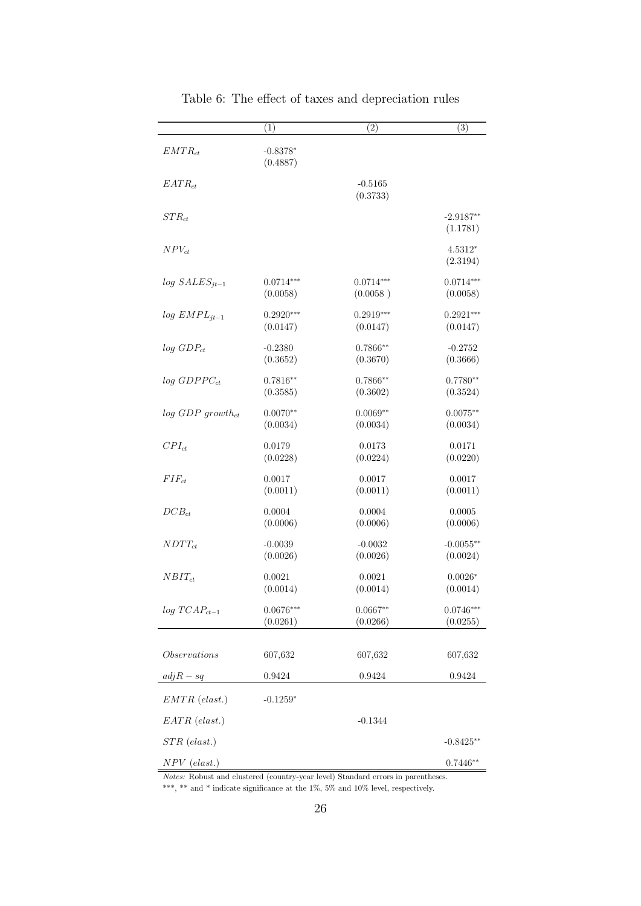Table 6: The effect of taxes and depreciation rules

| | (1) | (2) | (3) |
|---|---|---|---|
| $EMTR_{ct}$ | -0.8378* | | |
| | (0.4887) | | |
| $EATR_{ct}$ | | -0.5165 | |
| | | (0.3733) | |
| $STR_{ct}$ | | | -2.9187** |
| | | | (1.1781) |
| $NPV_{ct}$ | | | 4.5312* |
| | | | (2.3194) |
| $log\ SALES_{jt-1}$ | 0.0714*** | 0.0714*** | 0.0714*** |
| | (0.0058) | (0.0058 ) | (0.0058) |
| $log\ EMPL_{jt-1}$ | 0.2920*** | 0.2919*** | 0.2921*** |
| | (0.0147) | (0.0147) | (0.0147) |
| $log\ GDP_{ct}$ | -0.2380 | 0.7866** | -0.2752 |
| | (0.3652) | (0.3670) | (0.3666) |
| $log\ GDPPC_{ct}$ | 0.7816** | 0.7866** | 0.7780** |
| | (0.3585) | (0.3602) | (0.3524) |
| $log\ GDP\ growth_{ct}$ | 0.0070** | 0.0069** | 0.0075** |
| | (0.0034) | (0.0034) | (0.0034) |
| $CPI_{ct}$ | 0.0179 | 0.0173 | 0.0171 |
| | (0.0228) | (0.0224) | (0.0220) |
| $FIF_{ct}$ | 0.0017 | 0.0017 | 0.0017 |
| | (0.0011) | (0.0011) | (0.0011) |
| $DCB_{ct}$ | 0.0004 | 0.0004 | 0.0005 |
| | (0.0006) | (0.0006) | (0.0006) |
| $NDTT_{ct}$ | -0.0039 | -0.0032 | -0.0055** |
| | (0.0026) | (0.0026) | (0.0024) |
| $NBIT_{ct}$ | 0.0021 | 0.0021 | 0.0026* |
| | (0.0014) | (0.0014) | (0.0014) |
| $log\ TCAP_{ct-1}$ | 0.0676*** | 0.0667** | 0.0746*** |
| | (0.0261) | (0.0266) | (0.0255) |
| *Observations* | 607,632 | 607,632 | 607,632 |
| $adjR-sq$ | 0.9424 | 0.9424 | 0.9424 |
| $EMTR\ (elast.)$ | -0.1259* | | |
| $EATR\ (elast.)$ | | -0.1344 | |
| $STR\ (elast.)$ | | | -0.8425** |
| $NPV\ (elast.)$ | | | 0.7446** |

*Notes:* Robust and clustered (country-year level) Standard errors in parentheses.
***, ** and * indicate significance at the 1%, 5% and 10% level, respectively.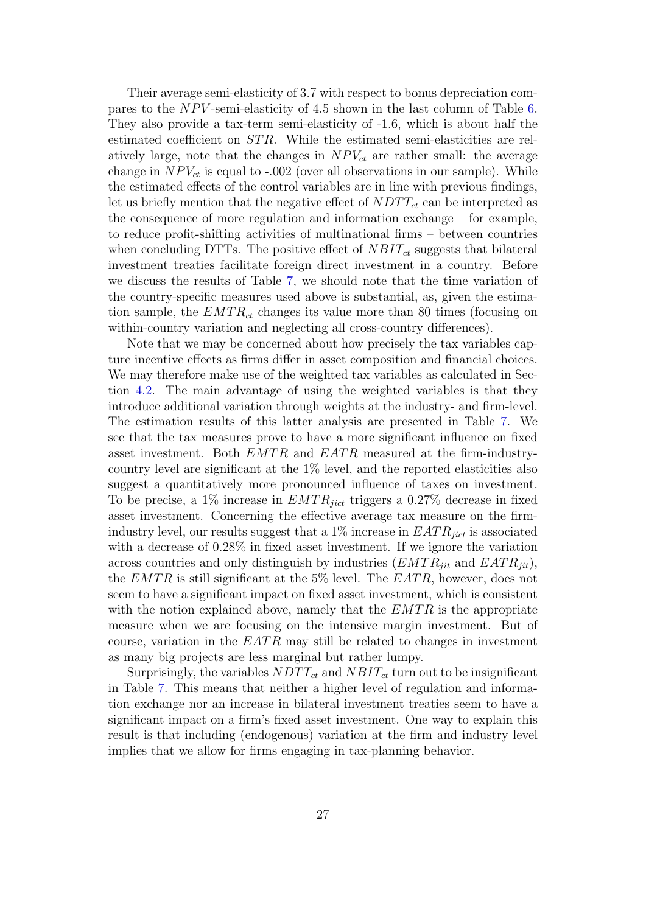Their average semi-elasticity of 3.7 with respect to bonus depreciation compares to the $NPV$-semi-elasticity of 4.5 shown in the last column of Table 6. They also provide a tax-term semi-elasticity of -1.6, which is about half the estimated coefficient on $STR$. While the estimated semi-elasticities are relatively large, note that the changes in $NPV_{ct}$ are rather small: the average change in $NPV_{ct}$ is equal to -.002 (over all observations in our sample). While the estimated effects of the control variables are in line with previous findings, let us briefly mention that the negative effect of $NDTT_{ct}$ can be interpreted as the consequence of more regulation and information exchange – for example, to reduce profit-shifting activities of multinational firms – between countries when concluding DTTs. The positive effect of $NBIT_{ct}$ suggests that bilateral investment treaties facilitate foreign direct investment in a country. Before we discuss the results of Table 7, we should note that the time variation of the country-specific measures used above is substantial, as, given the estimation sample, the $EMTR_{ct}$ changes its value more than 80 times (focusing on within-country variation and neglecting all cross-country differences).

Note that we may be concerned about how precisely the tax variables capture incentive effects as firms differ in asset composition and financial choices. We may therefore make use of the weighted tax variables as calculated in Section 4.2. The main advantage of using the weighted variables is that they introduce additional variation through weights at the industry- and firm-level. The estimation results of this latter analysis are presented in Table 7. We see that the tax measures prove to have a more significant influence on fixed asset investment. Both $EMTR$ and $EATR$ measured at the firm-industry-country level are significant at the 1% level, and the reported elasticities also suggest a quantitatively more pronounced influence of taxes on investment. To be precise, a 1% increase in $EMTR_{jict}$ triggers a 0.27% decrease in fixed asset investment. Concerning the effective average tax measure on the firm-industry level, our results suggest that a 1% increase in $EATR_{jict}$ is associated with a decrease of 0.28% in fixed asset investment. If we ignore the variation across countries and only distinguish by industries ($EMTR_{jit}$ and $EATR_{jit}$), the $EMTR$ is still significant at the 5% level. The $EATR$, however, does not seem to have a significant impact on fixed asset investment, which is consistent with the notion explained above, namely that the $EMTR$ is the appropriate measure when we are focusing on the intensive margin investment. But of course, variation in the $EATR$ may still be related to changes in investment as many big projects are less marginal but rather lumpy.

Surprisingly, the variables $NDTT_{ct}$ and $NBIT_{ct}$ turn out to be insignificant in Table 7. This means that neither a higher level of regulation and information exchange nor an increase in bilateral investment treaties seem to have a significant impact on a firm's fixed asset investment. One way to explain this result is that including (endogenous) variation at the firm and industry level implies that we allow for firms engaging in tax-planning behavior.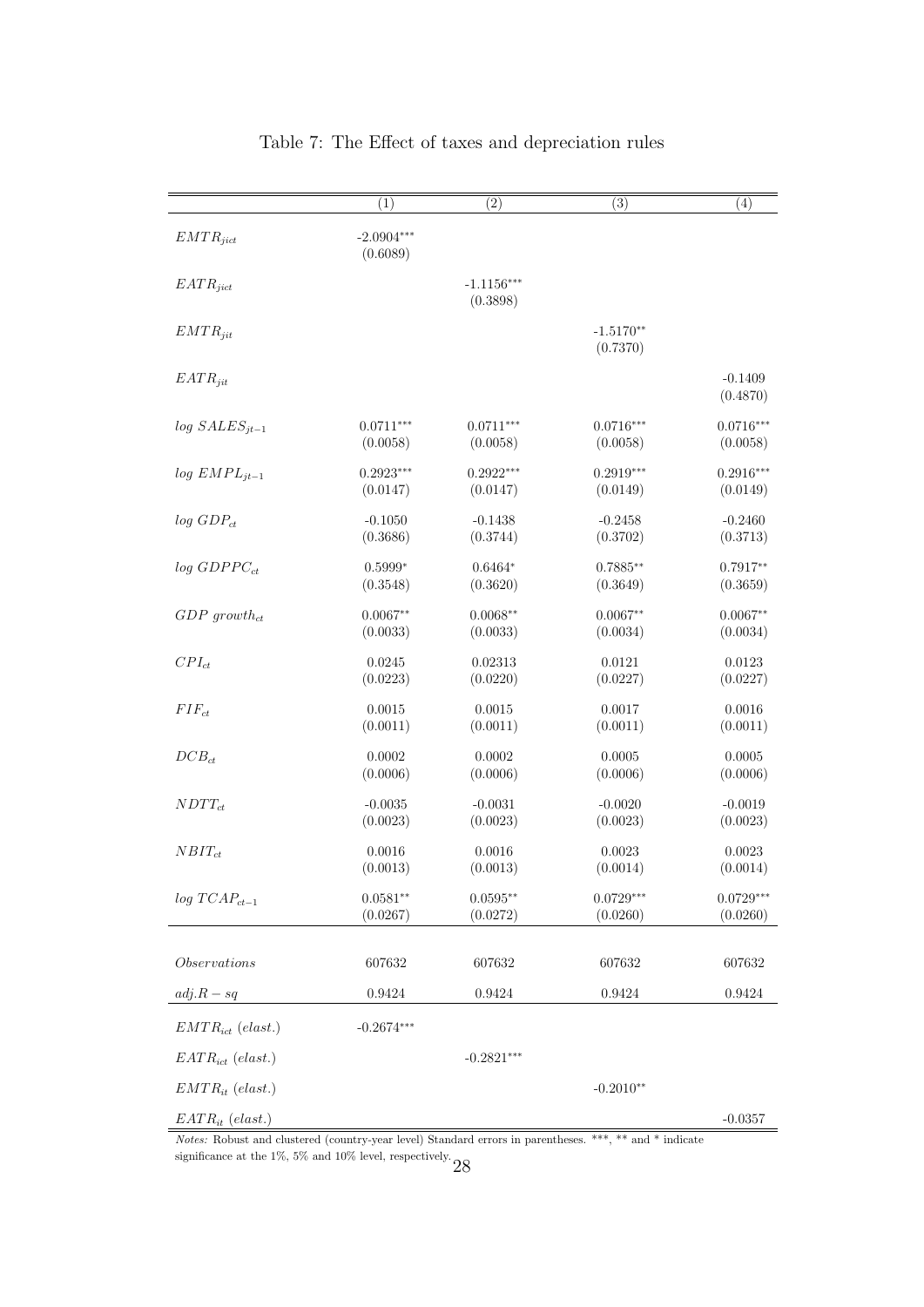Table 7: The Effect of taxes and depreciation rules

| | (1) | (2) | (3) | (4) |
|---|---|---|---|---|
| $EMTR_{jict}$ | -2.0904*** (0.6089) | | | |
| $EATR_{jict}$ | | -1.1156*** (0.3898) | | |
| $EMTR_{jit}$ | | | -1.5170** (0.7370) | |
| $EATR_{jit}$ | | | | -0.1409 (0.4870) |
| $log\ SALES_{jt-1}$ | 0.0711*** (0.0058) | 0.0711*** (0.0058) | 0.0716*** (0.0058) | 0.0716*** (0.0058) |
| $log\ EMPL_{jt-1}$ | 0.2923*** (0.0147) | 0.2922*** (0.0147) | 0.2919*** (0.0149) | 0.2916*** (0.0149) |
| $log\ GDP_{ct}$ | -0.1050 (0.3686) | -0.1438 (0.3744) | -0.2458 (0.3702) | -0.2460 (0.3713) |
| $log\ GDPPC_{ct}$ | 0.5999* (0.3548) | 0.6464* (0.3620) | 0.7885** (0.3649) | 0.7917** (0.3659) |
| $GDP\ growth_{ct}$ | 0.0067** (0.0033) | 0.0068** (0.0033) | 0.0067** (0.0034) | 0.0067** (0.0034) |
| $CPI_{ct}$ | 0.0245 (0.0223) | 0.02313 (0.0220) | 0.0121 (0.0227) | 0.0123 (0.0227) |
| $FIF_{ct}$ | 0.0015 (0.0011) | 0.0015 (0.0011) | 0.0017 (0.0011) | 0.0016 (0.0011) |
| $DCB_{ct}$ | 0.0002 (0.0006) | 0.0002 (0.0006) | 0.0005 (0.0006) | 0.0005 (0.0006) |
| $NDTT_{ct}$ | -0.0035 (0.0023) | -0.0031 (0.0023) | -0.0020 (0.0023) | -0.0019 (0.0023) |
| $NBIT_{ct}$ | 0.0016 (0.0013) | 0.0016 (0.0013) | 0.0023 (0.0014) | 0.0023 (0.0014) |
| $log\ TCAP_{ct-1}$ | 0.0581** (0.0267) | 0.0595** (0.0272) | 0.0729*** (0.0260) | 0.0729*** (0.0260) |
| $Observations$ | 607632 | 607632 | 607632 | 607632 |
| $adj.R-sq$ | 0.9424 | 0.9424 | 0.9424 | 0.9424 |
| $EMTR_{ict}\ (elast.)$ | -0.2674*** | | | |
| $EATR_{ict}\ (elast.)$ | | -0.2821*** | | |
| $EMTR_{it}\ (elast.)$ | | | -0.2010** | |
| $EATR_{it}\ (elast.)$ | | | | -0.0357 |

*Notes:* Robust and clustered (country-year level) Standard errors in parentheses. ***, ** and * indicate significance at the 1%, 5% and 10% level, respectively.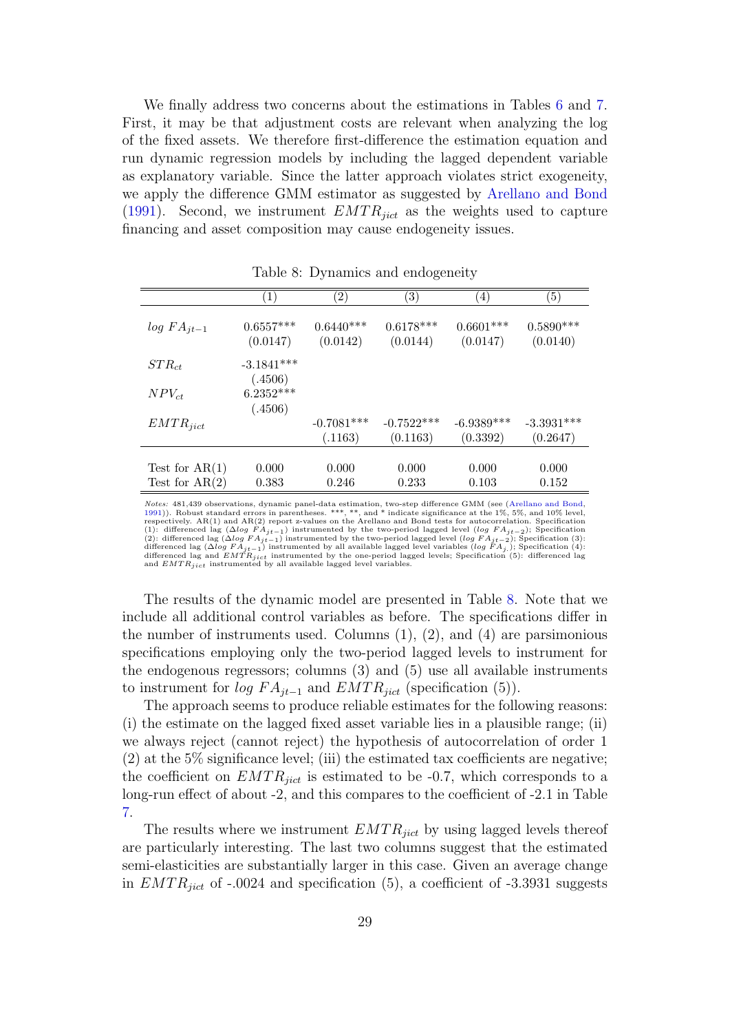We finally address two concerns about the estimations in Tables 6 and 7. First, it may be that adjustment costs are relevant when analyzing the log of the fixed assets. We therefore first-difference the estimation equation and run dynamic regression models by including the lagged dependent variable as explanatory variable. Since the latter approach violates strict exogeneity, we apply the difference GMM estimator as suggested by Arellano and Bond (1991). Second, we instrument $EMTR_{jict}$ as the weights used to capture financing and asset composition may cause endogeneity issues.

Table 8: Dynamics and endogeneity

| | (1) | (2) | (3) | (4) | (5) |
|---|---|---|---|---|---|
| $log\ FA_{jt-1}$ | 0.6557*** | 0.6440*** | 0.6178*** | 0.6601*** | 0.5890*** |
| | (0.0147) | (0.0142) | (0.0144) | (0.0147) | (0.0140) |
| $STR_{ct}$ | -3.1841*** | | | | |
| | (.4506) | | | | |
| $NPV_{ct}$ | 6.2352*** | | | | |
| | (.4506) | | | | |
| $EMTR_{jict}$ | | -0.7081*** | -0.7522*** | -6.9389*** | -3.3931*** |
| | | (.1163) | (0.1163) | (0.3392) | (0.2647) |
| Test for AR(1) | 0.000 | 0.000 | 0.000 | 0.000 | 0.000 |
| Test for AR(2) | 0.383 | 0.246 | 0.233 | 0.103 | 0.152 |

*Notes:* 481,439 observations, dynamic panel-data estimation, two-step difference GMM (see (Arellano and Bond, 1991)). Robust standard errors in parentheses. ***, **, and * indicate significance at the 1%, 5%, and 10% level, respectively. AR(1) and AR(2) report z-values on the Arellano and Bond tests for autocorrelation. Specification (1): differenced lag ($\Delta log\ FA_{jt-1}$) instrumented by the two-period lagged level ($log\ FA_{jt-2}$); Specification (2): differenced lag ($\Delta log\ FA_{jt-1}$) instrumented by the two-period lagged level ($log\ FA_{jt-2}$); Specification (3): differenced lag ($\Delta log\ FA_{jt-1}$) instrumented by all available lagged level variables ($log\ FA_{j.}$); Specification (4): differenced lag and $EMTR_{jict}$ instrumented by the one-period lagged levels; Specification (5): differenced lag and $EMTR_{jict}$ instrumented by all available lagged level variables.

The results of the dynamic model are presented in Table 8. Note that we include all additional control variables as before. The specifications differ in the number of instruments used. Columns (1), (2), and (4) are parsimonious specifications employing only the two-period lagged levels to instrument for the endogenous regressors; columns (3) and (5) use all available instruments to instrument for $log\ FA_{jt-1}$ and $EMTR_{jict}$ (specification (5)).

The approach seems to produce reliable estimates for the following reasons: (i) the estimate on the lagged fixed asset variable lies in a plausible range; (ii) we always reject (cannot reject) the hypothesis of autocorrelation of order 1 (2) at the 5% significance level; (iii) the estimated tax coefficients are negative; the coefficient on $EMTR_{jict}$ is estimated to be -0.7, which corresponds to a long-run effect of about -2, and this compares to the coefficient of -2.1 in Table 7.

The results where we instrument $EMTR_{jict}$ by using lagged levels thereof are particularly interesting. The last two columns suggest that the estimated semi-elasticities are substantially larger in this case. Given an average change in $EMTR_{jict}$ of -.0024 and specification (5), a coefficient of -3.3931 suggests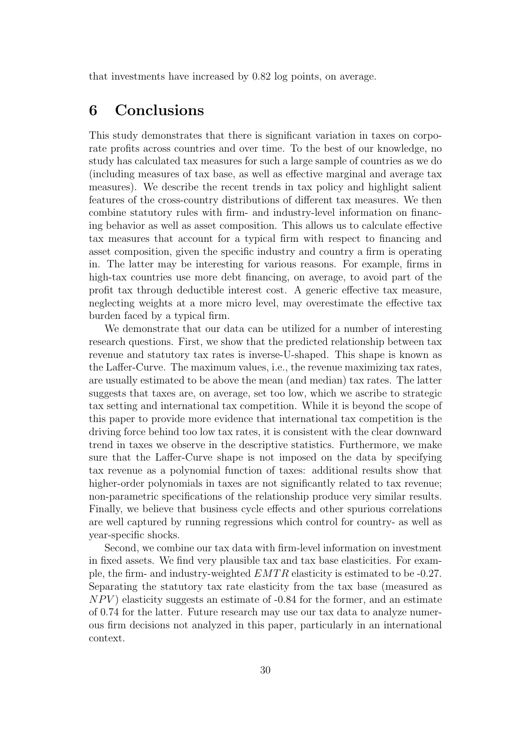that investments have increased by 0.82 log points, on average.

# 6 Conclusions

This study demonstrates that there is significant variation in taxes on corporate profits across countries and over time. To the best of our knowledge, no study has calculated tax measures for such a large sample of countries as we do (including measures of tax base, as well as effective marginal and average tax measures). We describe the recent trends in tax policy and highlight salient features of the cross-country distributions of different tax measures. We then combine statutory rules with firm- and industry-level information on financing behavior as well as asset composition. This allows us to calculate effective tax measures that account for a typical firm with respect to financing and asset composition, given the specific industry and country a firm is operating in. The latter may be interesting for various reasons. For example, firms in high-tax countries use more debt financing, on average, to avoid part of the profit tax through deductible interest cost. A generic effective tax measure, neglecting weights at a more micro level, may overestimate the effective tax burden faced by a typical firm.

We demonstrate that our data can be utilized for a number of interesting research questions. First, we show that the predicted relationship between tax revenue and statutory tax rates is inverse-U-shaped. This shape is known as the Laffer-Curve. The maximum values, i.e., the revenue maximizing tax rates, are usually estimated to be above the mean (and median) tax rates. The latter suggests that taxes are, on average, set too low, which we ascribe to strategic tax setting and international tax competition. While it is beyond the scope of this paper to provide more evidence that international tax competition is the driving force behind too low tax rates, it is consistent with the clear downward trend in taxes we observe in the descriptive statistics. Furthermore, we make sure that the Laffer-Curve shape is not imposed on the data by specifying tax revenue as a polynomial function of taxes: additional results show that higher-order polynomials in taxes are not significantly related to tax revenue; non-parametric specifications of the relationship produce very similar results. Finally, we believe that business cycle effects and other spurious correlations are well captured by running regressions which control for country- as well as year-specific shocks.

Second, we combine our tax data with firm-level information on investment in fixed assets. We find very plausible tax and tax base elasticities. For example, the firm- and industry-weighted $EMTR$ elasticity is estimated to be -0.27. Separating the statutory tax rate elasticity from the tax base (measured as $NPV$) elasticity suggests an estimate of -0.84 for the former, and an estimate of 0.74 for the latter. Future research may use our tax data to analyze numerous firm decisions not analyzed in this paper, particularly in an international context.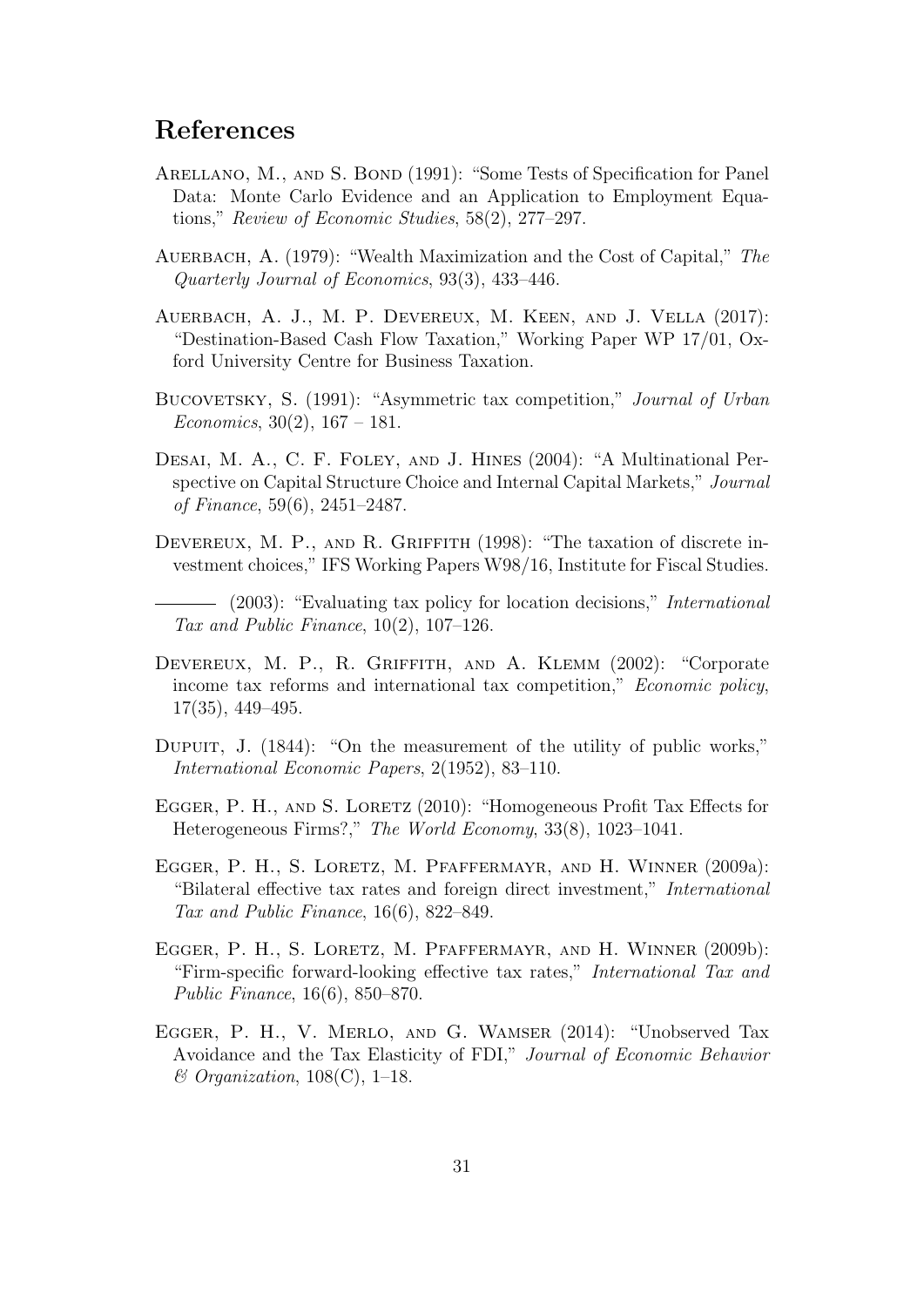## References

Arellano, M., and S. Bond (1991): "Some Tests of Specification for Panel Data: Monte Carlo Evidence and an Application to Employment Equations," *Review of Economic Studies*, 58(2), 277–297.

Auerbach, A. (1979): "Wealth Maximization and the Cost of Capital," *The Quarterly Journal of Economics*, 93(3), 433–446.

Auerbach, A. J., M. P. Devereux, M. Keen, and J. Vella (2017): "Destination-Based Cash Flow Taxation," Working Paper WP 17/01, Oxford University Centre for Business Taxation.

Bucovetsky, S. (1991): "Asymmetric tax competition," *Journal of Urban Economics*, 30(2), 167 – 181.

Desai, M. A., C. F. Foley, and J. Hines (2004): "A Multinational Perspective on Capital Structure Choice and Internal Capital Markets," *Journal of Finance*, 59(6), 2451–2487.

Devereux, M. P., and R. Griffith (1998): "The taxation of discrete investment choices," IFS Working Papers W98/16, Institute for Fiscal Studies.

——— (2003): "Evaluating tax policy for location decisions," *International Tax and Public Finance*, 10(2), 107–126.

Devereux, M. P., R. Griffith, and A. Klemm (2002): "Corporate income tax reforms and international tax competition," *Economic policy*, 17(35), 449–495.

Dupuit, J. (1844): "On the measurement of the utility of public works," *International Economic Papers*, 2(1952), 83–110.

Egger, P. H., and S. Loretz (2010): "Homogeneous Profit Tax Effects for Heterogeneous Firms?," *The World Economy*, 33(8), 1023–1041.

Egger, P. H., S. Loretz, M. Pfaffermayr, and H. Winner (2009a): "Bilateral effective tax rates and foreign direct investment," *International Tax and Public Finance*, 16(6), 822–849.

Egger, P. H., S. Loretz, M. Pfaffermayr, and H. Winner (2009b): "Firm-specific forward-looking effective tax rates," *International Tax and Public Finance*, 16(6), 850–870.

Egger, P. H., V. Merlo, and G. Wamser (2014): "Unobserved Tax Avoidance and the Tax Elasticity of FDI," *Journal of Economic Behavior & Organization*, 108(C), 1–18.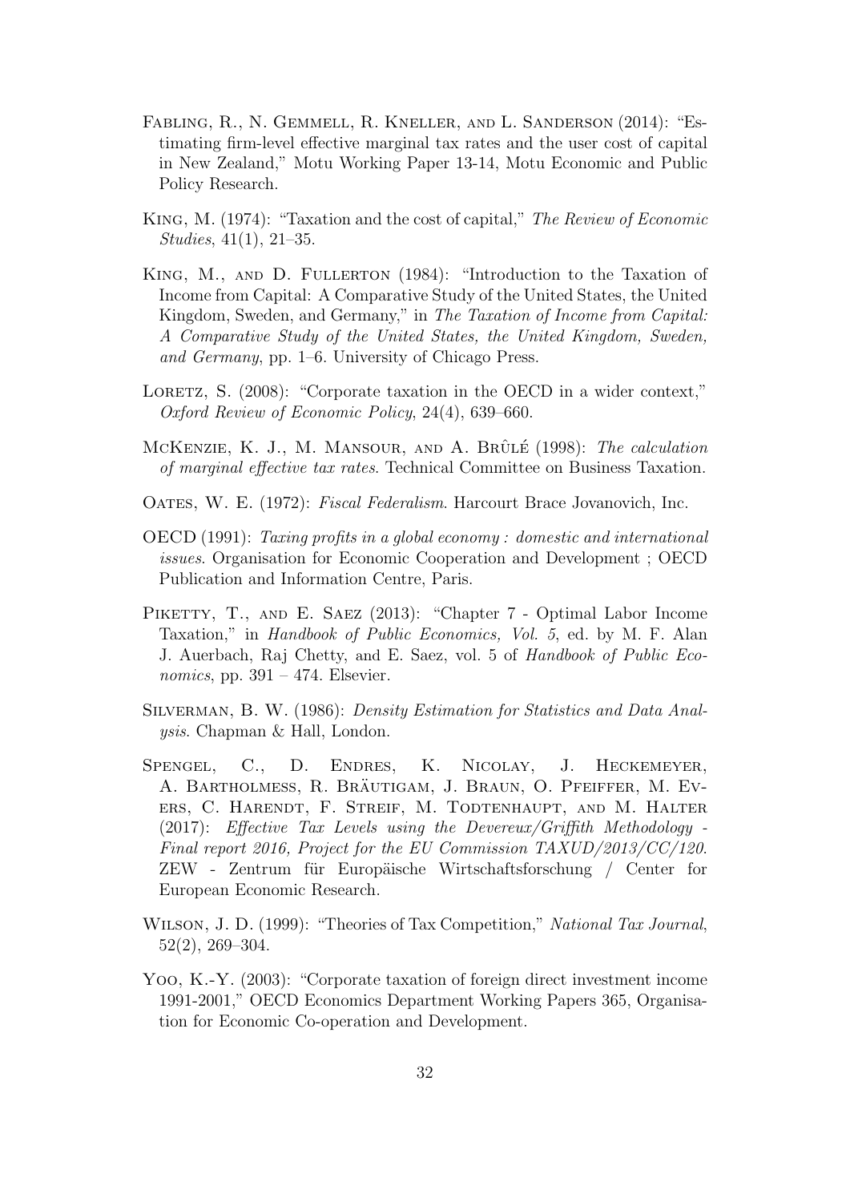Fabling, R., N. Gemmell, R. Kneller, and L. Sanderson (2014): "Estimating firm-level effective marginal tax rates and the user cost of capital in New Zealand," Motu Working Paper 13-14, Motu Economic and Public Policy Research.

King, M. (1974): "Taxation and the cost of capital," *The Review of Economic Studies*, 41(1), 21–35.

King, M., and D. Fullerton (1984): "Introduction to the Taxation of Income from Capital: A Comparative Study of the United States, the United Kingdom, Sweden, and Germany," in *The Taxation of Income from Capital: A Comparative Study of the United States, the United Kingdom, Sweden, and Germany*, pp. 1–6. University of Chicago Press.

Loretz, S. (2008): "Corporate taxation in the OECD in a wider context," *Oxford Review of Economic Policy*, 24(4), 639–660.

McKenzie, K. J., M. Mansour, and A. Brûlé (1998): *The calculation of marginal effective tax rates*. Technical Committee on Business Taxation.

Oates, W. E. (1972): *Fiscal Federalism*. Harcourt Brace Jovanovich, Inc.

OECD (1991): *Taxing profits in a global economy : domestic and international issues*. Organisation for Economic Cooperation and Development ; OECD Publication and Information Centre, Paris.

Piketty, T., and E. Saez (2013): "Chapter 7 - Optimal Labor Income Taxation," in *Handbook of Public Economics, Vol. 5*, ed. by M. F. Alan J. Auerbach, Raj Chetty, and E. Saez, vol. 5 of *Handbook of Public Economics*, pp. 391 – 474. Elsevier.

Silverman, B. W. (1986): *Density Estimation for Statistics and Data Analysis*. Chapman & Hall, London.

Spengel, C., D. Endres, K. Nicolay, J. Heckemeyer, A. Bartholmess, R. Bräutigam, J. Braun, O. Pfeiffer, M. Evers, C. Harendt, F. Streif, M. Todtenhaupt, and M. Halter (2017): *Effective Tax Levels using the Devereux/Griffith Methodology - Final report 2016, Project for the EU Commission TAXUD/2013/CC/120*. ZEW - Zentrum für Europäische Wirtschaftsforschung / Center for European Economic Research.

Wilson, J. D. (1999): "Theories of Tax Competition," *National Tax Journal*, 52(2), 269–304.

Yoo, K.-Y. (2003): "Corporate taxation of foreign direct investment income 1991-2001," OECD Economics Department Working Papers 365, Organisation for Economic Co-operation and Development.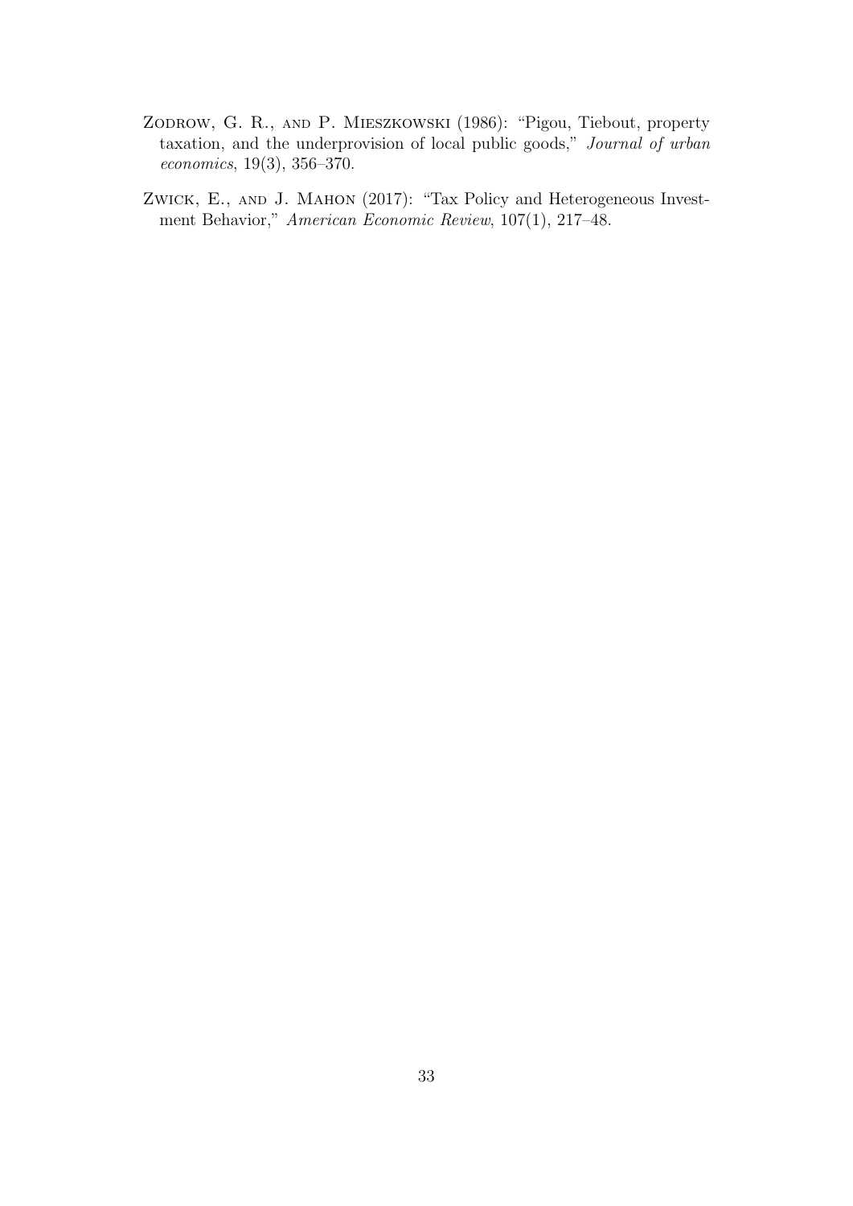Zodrow, G. R., and P. Mieszkowski (1986): "Pigou, Tiebout, property taxation, and the underprovision of local public goods," *Journal of urban economics*, 19(3), 356–370.

Zwick, E., and J. Mahon (2017): "Tax Policy and Heterogeneous Investment Behavior," *American Economic Review*, 107(1), 217–48.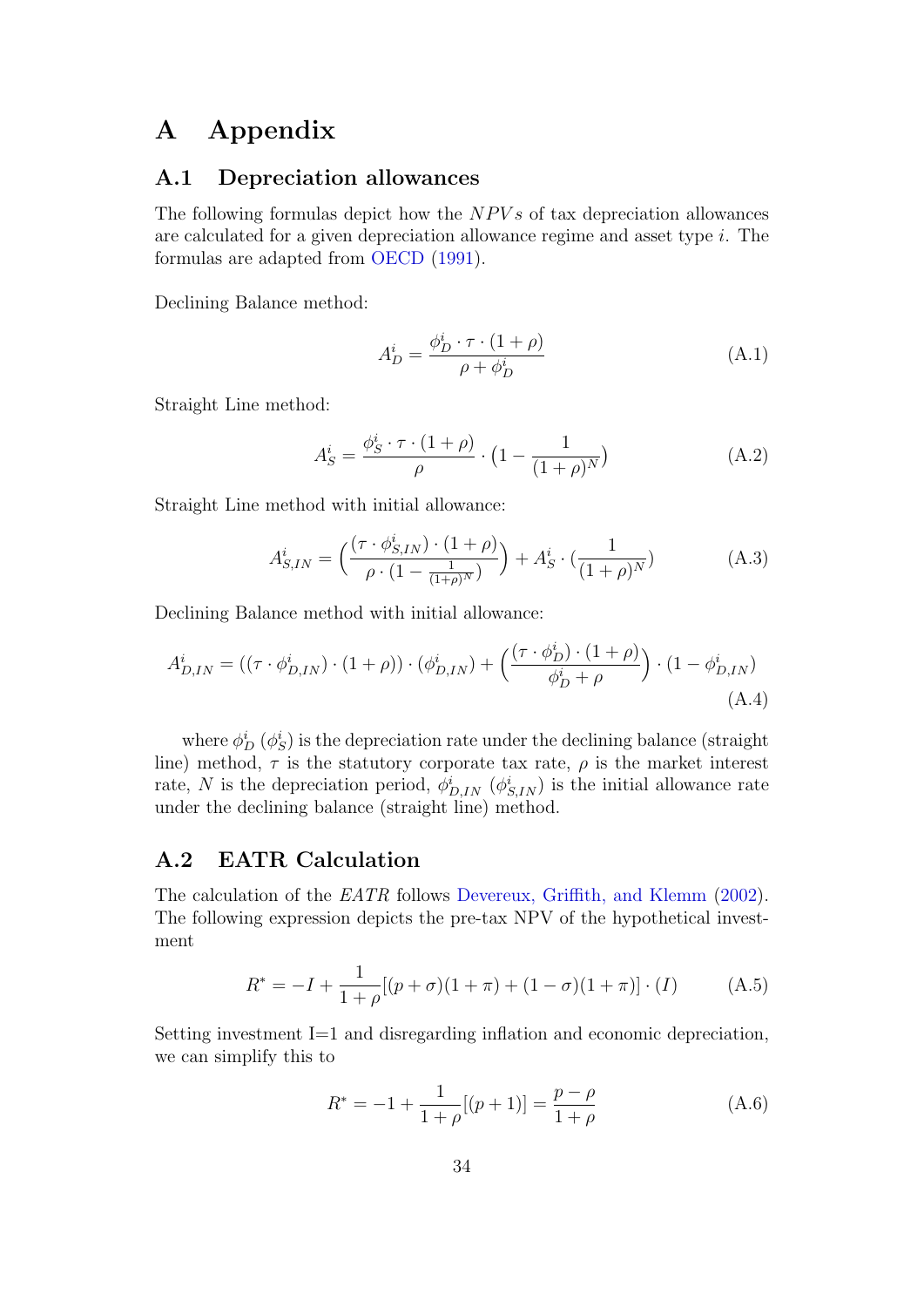# A Appendix

## A.1 Depreciation allowances

The following formulas depict how the $NPVs$ of tax depreciation allowances are calculated for a given depreciation allowance regime and asset type $i$. The formulas are adapted from OECD (1991).

Declining Balance method:

$$A_D^i = \frac{\phi_D^i \cdot \tau \cdot (1+\rho)}{\rho + \phi_D^i} \tag{A.1}$$

Straight Line method:

$$A_S^i = \frac{\phi_S^i \cdot \tau \cdot (1+\rho)}{\rho} \cdot \left(1 - \frac{1}{(1+\rho)^N}\right) \tag{A.2}$$

Straight Line method with initial allowance:

$$A_{S,IN}^i = \left(\frac{(\tau \cdot \phi_{S,IN}^i) \cdot (1+\rho)}{\rho \cdot (1 - \frac{1}{(1+\rho)^N})}\right) + A_S^i \cdot \left(\frac{1}{(1+\rho)^N}\right) \tag{A.3}$$

Declining Balance method with initial allowance:

$$A_{D,IN}^i = ((\tau \cdot \phi_{D,IN}^i) \cdot (1+\rho)) \cdot (\phi_{D,IN}^i) + \left(\frac{(\tau \cdot \phi_D^i) \cdot (1+\rho)}{\phi_D^i + \rho}\right) \cdot (1 - \phi_{D,IN}^i) \tag{A.4}$$

where $\phi_D^i$ ($\phi_S^i$) is the depreciation rate under the declining balance (straight line) method, $\tau$ is the statutory corporate tax rate, $\rho$ is the market interest rate, $N$ is the depreciation period, $\phi_{D,IN}^i$ ($\phi_{S,IN}^i$) is the initial allowance rate under the declining balance (straight line) method.

## A.2 EATR Calculation

The calculation of the *EATR* follows Devereux, Griffith, and Klemm (2002). The following expression depicts the pre-tax NPV of the hypothetical investment

$$R^* = -I + \frac{1}{1+\rho}[(p+\sigma)(1+\pi) + (1-\sigma)(1+\pi)] \cdot (I) \tag{A.5}$$

Setting investment I=1 and disregarding inflation and economic depreciation, we can simplify this to

$$R^* = -1 + \frac{1}{1+\rho}[(p+1)] = \frac{p-\rho}{1+\rho} \tag{A.6}$$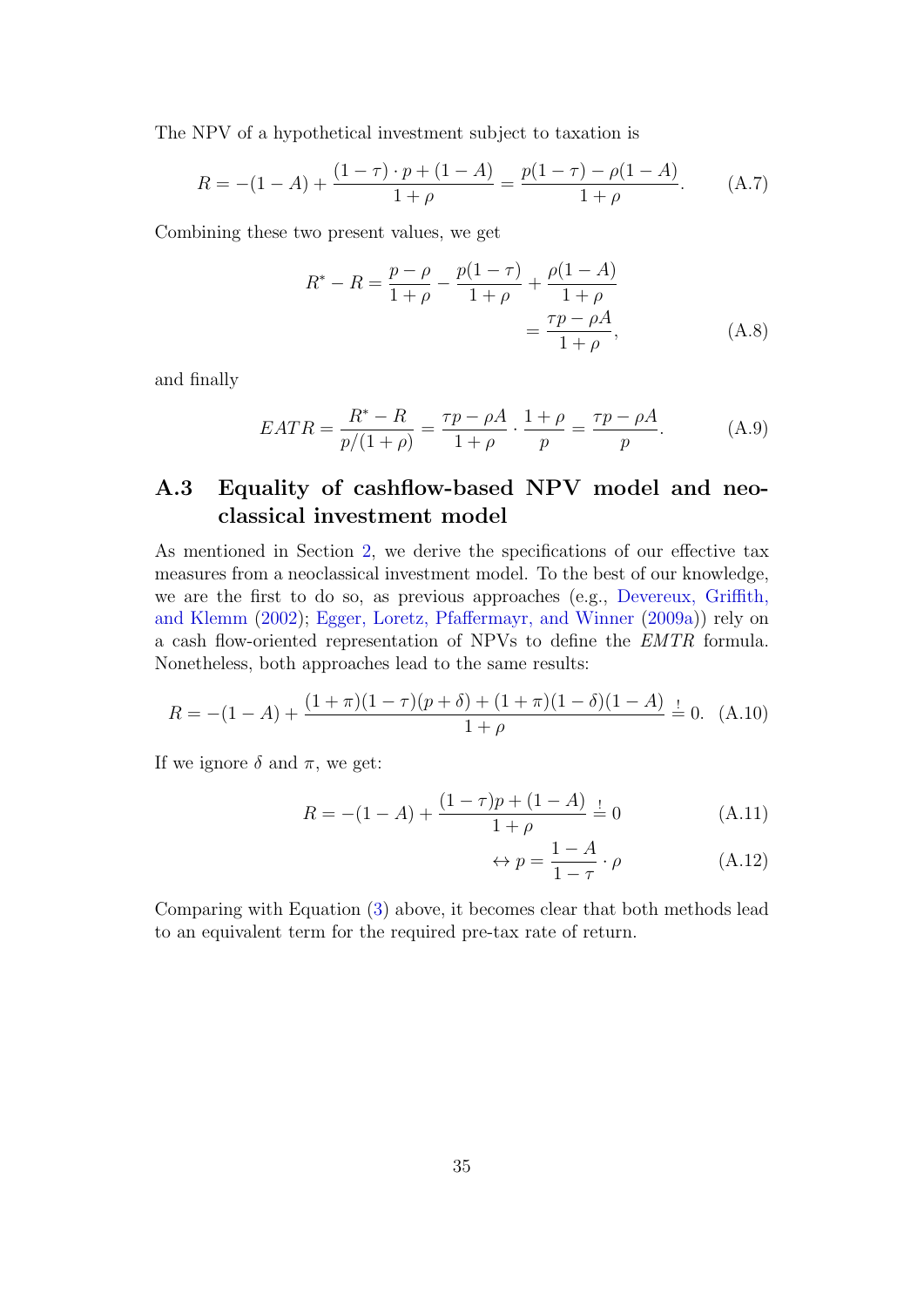The NPV of a hypothetical investment subject to taxation is

$$R = -(1 - A) + \frac{(1 - \tau) \cdot p + (1 - A)}{1 + \rho} = \frac{p(1 - \tau) - \rho(1 - A)}{1 + \rho}. \tag{A.7}$$

Combining these two present values, we get

$$\begin{aligned} R^* - R &= \frac{p - \rho}{1 + \rho} - \frac{p(1 - \tau)}{1 + \rho} + \frac{\rho(1 - A)}{1 + \rho} \\ &= \frac{\tau p - \rho A}{1 + \rho}, \end{aligned} \tag{A.8}$$

and finally

$$EATR = \frac{R^* - R}{p/(1 + \rho)} = \frac{\tau p - \rho A}{1 + \rho} \cdot \frac{1 + \rho}{p} = \frac{\tau p - \rho A}{p}. \tag{A.9}$$

## A.3 Equality of cashflow-based NPV model and neoclassical investment model

As mentioned in Section 2, we derive the specifications of our effective tax measures from a neoclassical investment model. To the best of our knowledge, we are the first to do so, as previous approaches (e.g., Devereux, Griffith, and Klemm (2002); Egger, Loretz, Pfaffermayr, and Winner (2009a)) rely on a cash flow-oriented representation of NPVs to define the *EMTR* formula. Nonetheless, both approaches lead to the same results:

$$R = -(1 - A) + \frac{(1 + \pi)(1 - \tau)(p + \delta) + (1 + \pi)(1 - \delta)(1 - A)}{1 + \rho} \overset{!}{=} 0. \tag{A.10}$$

If we ignore $\delta$ and $\pi$, we get:

$$R = -(1 - A) + \frac{(1 - \tau)p + (1 - A)}{1 + \rho} \overset{!}{=} 0 \tag{A.11}$$

$$\leftrightarrow p = \frac{1 - A}{1 - \tau} \cdot \rho \tag{A.12}$$

Comparing with Equation (3) above, it becomes clear that both methods lead to an equivalent term for the required pre-tax rate of return.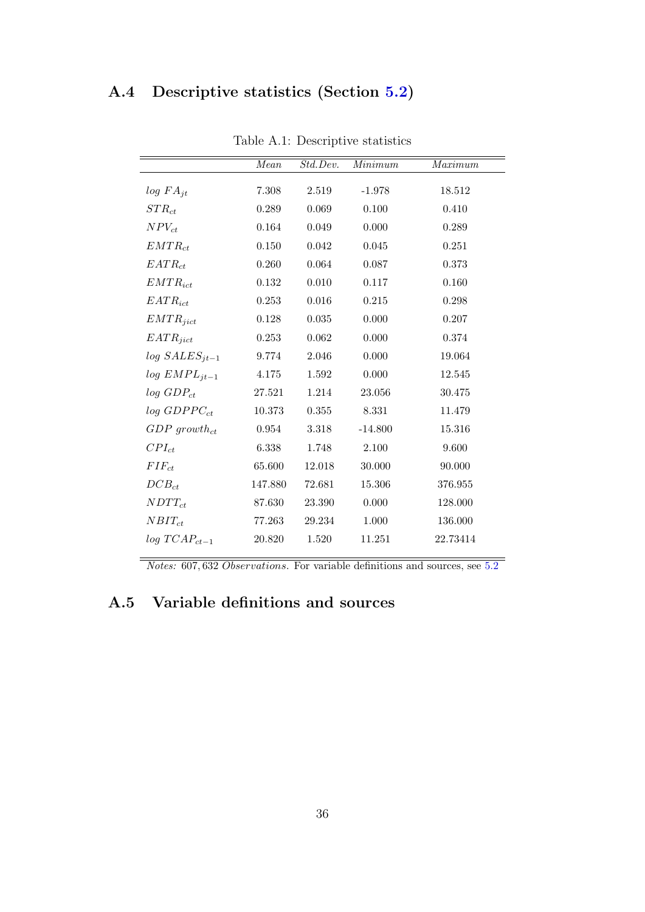## A.4 Descriptive statistics (Section 5.2)

Table A.1: Descriptive statistics

| | *Mean* | *Std.Dev.* | *Minimum* | *Maximum* |
|---|---|---|---|---|
| $log\ FA_{jt}$ | 7.308 | 2.519 | -1.978 | 18.512 |
| $STR_{ct}$ | 0.289 | 0.069 | 0.100 | 0.410 |
| $NPV_{ct}$ | 0.164 | 0.049 | 0.000 | 0.289 |
| $EMTR_{ct}$ | 0.150 | 0.042 | 0.045 | 0.251 |
| $EATR_{ct}$ | 0.260 | 0.064 | 0.087 | 0.373 |
| $EMTR_{ict}$ | 0.132 | 0.010 | 0.117 | 0.160 |
| $EATR_{ict}$ | 0.253 | 0.016 | 0.215 | 0.298 |
| $EMTR_{jict}$ | 0.128 | 0.035 | 0.000 | 0.207 |
| $EATR_{jict}$ | 0.253 | 0.062 | 0.000 | 0.374 |
| $log\ SALES_{jt-1}$ | 9.774 | 2.046 | 0.000 | 19.064 |
| $log\ EMPL_{jt-1}$ | 4.175 | 1.592 | 0.000 | 12.545 |
| $log\ GDP_{ct}$ | 27.521 | 1.214 | 23.056 | 30.475 |
| $log\ GDPPC_{ct}$ | 10.373 | 0.355 | 8.331 | 11.479 |
| $GDP\ growth_{ct}$ | 0.954 | 3.318 | -14.800 | 15.316 |
| $CPI_{ct}$ | 6.338 | 1.748 | 2.100 | 9.600 |
| $FIF_{ct}$ | 65.600 | 12.018 | 30.000 | 90.000 |
| $DCB_{ct}$ | 147.880 | 72.681 | 15.306 | 376.955 |
| $NDTT_{ct}$ | 87.630 | 23.390 | 0.000 | 128.000 |
| $NBIT_{ct}$ | 77.263 | 29.234 | 1.000 | 136.000 |
| $log\ TCAP_{ct-1}$ | 20.820 | 1.520 | 11.251 | 22.73414 |

*Notes:* 607,632 *Observations*. For variable definitions and sources, see 5.2

## A.5 Variable definitions and sources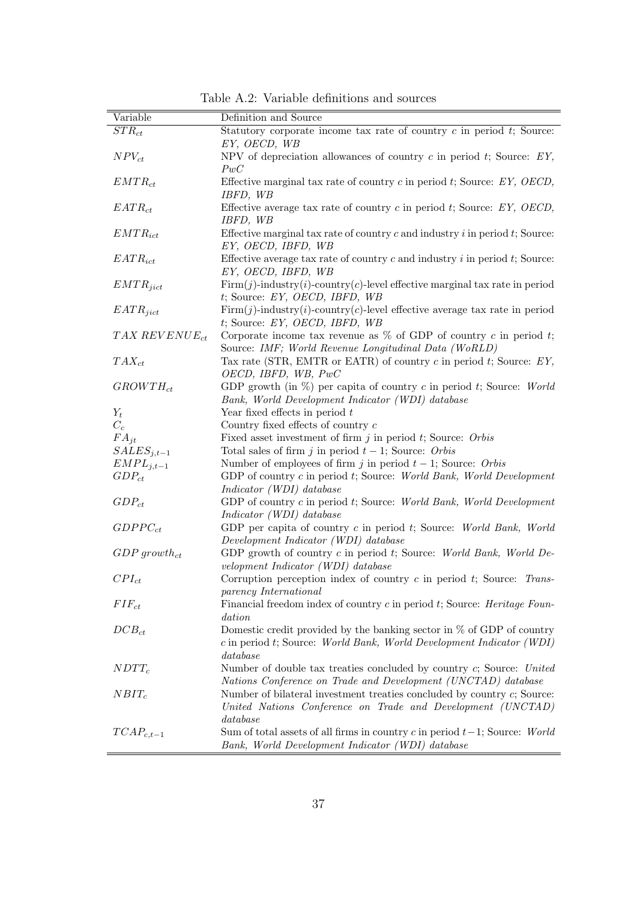Table A.2: Variable definitions and sources

| Variable | Definition and Source |
|---|---|
| $STR_{ct}$ | Statutory corporate income tax rate of country $c$ in period $t$; Source: *EY, OECD, WB* |
| $NPV_{ct}$ | NPV of depreciation allowances of country $c$ in period $t$; Source: *EY, PwC* |
| $EMTR_{ct}$ | Effective marginal tax rate of country $c$ in period $t$; Source: *EY, OECD, IBFD, WB* |
| $EATR_{ct}$ | Effective average tax rate of country $c$ in period $t$; Source: *EY, OECD, IBFD, WB* |
| $EMTR_{ict}$ | Effective marginal tax rate of country $c$ and industry $i$ in period $t$; Source: *EY, OECD, IBFD, WB* |
| $EATR_{ict}$ | Effective average tax rate of country $c$ and industry $i$ in period $t$; Source: *EY, OECD, IBFD, WB* |
| $EMTR_{jict}$ | Firm($j$)-industry($i$)-country($c$)-level effective marginal tax rate in period $t$; Source: *EY, OECD, IBFD, WB* |
| $EATR_{jict}$ | Firm($j$)-industry($i$)-country($c$)-level effective average tax rate in period $t$; Source: *EY, OECD, IBFD, WB* |
| $TAX\ REVENUE_{ct}$ | Corporate income tax revenue as % of GDP of country $c$ in period $t$; Source: *IMF; World Revenue Longitudinal Data (WoRLD)* |
| $TAX_{ct}$ | Tax rate (STR, EMTR or EATR) of country $c$ in period $t$; Source: *EY, OECD, IBFD, WB, PwC* |
| $GROWTH_{ct}$ | GDP growth (in %) per capita of country $c$ in period $t$; Source: *World Bank, World Development Indicator (WDI) database* |
| $Y_t$ | Year fixed effects in period $t$ |
| $C_c$ | Country fixed effects of country $c$ |
| $FA_{jt}$ | Fixed asset investment of firm $j$ in period $t$; Source: *Orbis* |
| $SALES_{j,t-1}$ | Total sales of firm $j$ in period $t-1$; Source: *Orbis* |
| $EMPL_{j,t-1}$ | Number of employees of firm $j$ in period $t-1$; Source: *Orbis* |
| $GDP_{ct}$ | GDP of country $c$ in period $t$; Source: *World Bank, World Development Indicator (WDI) database* |
| $GDP_{ct}$ | GDP of country $c$ in period $t$; Source: *World Bank, World Development Indicator (WDI) database* |
| $GDPPC_{ct}$ | GDP per capita of country $c$ in period $t$; Source: *World Bank, World Development Indicator (WDI) database* |
| $GDP\ growth_{ct}$ | GDP growth of country $c$ in period $t$; Source: *World Bank, World Development Indicator (WDI) database* |
| $CPI_{ct}$ | Corruption perception index of country $c$ in period $t$; Source: *Transparency International* |
| $FIF_{ct}$ | Financial freedom index of country $c$ in period $t$; Source: *Heritage Foundation* |
| $DCB_{ct}$ | Domestic credit provided by the banking sector in % of GDP of country $c$ in period $t$; Source: *World Bank, World Development Indicator (WDI) database* |
| $NDTT_c$ | Number of double tax treaties concluded by country $c$; Source: *United Nations Conference on Trade and Development (UNCTAD) database* |
| $NBIT_c$ | Number of bilateral investment treaties concluded by country $c$; Source: *United Nations Conference on Trade and Development (UNCTAD) database* |
| $TCAP_{c,t-1}$ | Sum of total assets of all firms in country $c$ in period $t-1$; Source: *World Bank, World Development Indicator (WDI) database* |